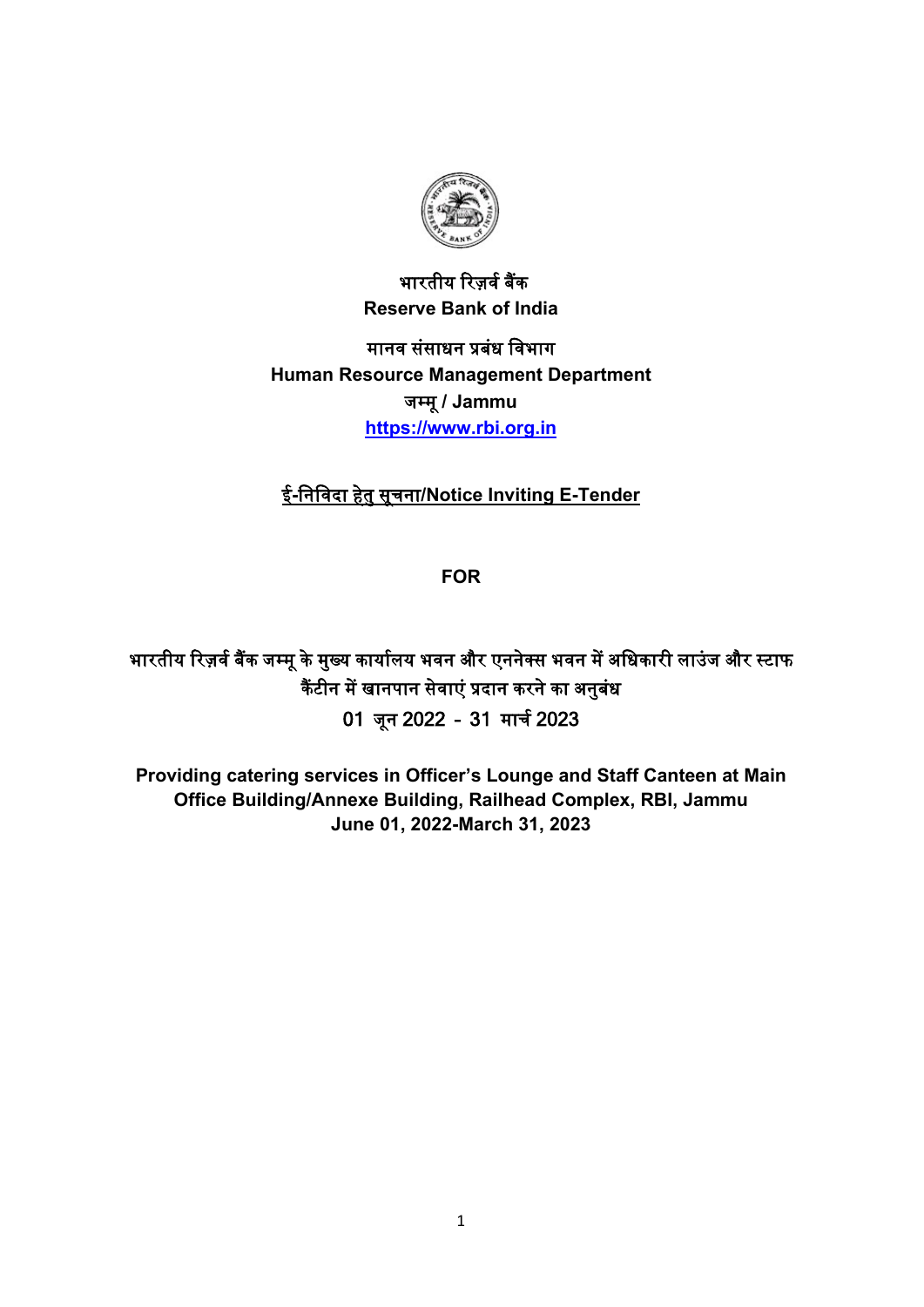भारतीय रिज़र्व बैंक

**Reserve Bank of India**

मानव संसाधन प्रबंध विभाग

**Human Resource Management Department**

जम्मू / **Jammu**

**https://www.rbi.org.in**

# ई-निविदा हेतु सूचना/Notice Inviting E-Tender

**FOR**

भारतीय रिज़र्व बैंक जम्मू के मुख्य कार्यालय भवन और एननेक्स भवन में अधिकारी लाउंज और स्टाफ कैंटीन में खानपान सेवाएं प्रदान करने का अनुबंध

01 जून 2022 - 31 मार्च 2023

**Providing catering services in Officer's Lounge and Staff Canteen at Main Office Building/Annexe Building, Railhead Complex, RBI, Jammu**

**June 01, 2022-March 31, 2023**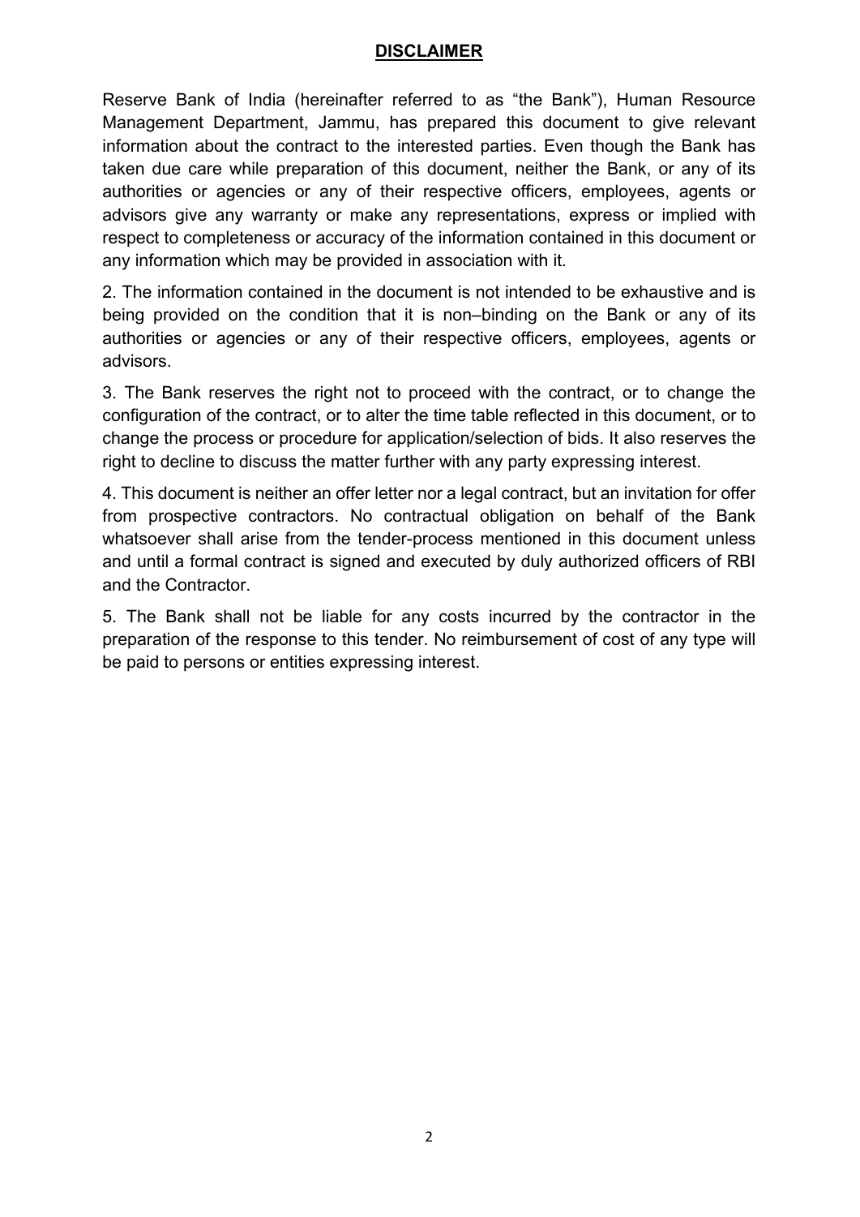## DISCLAIMER

Reserve Bank of India (hereinafter referred to as “the Bank”), Human Resource Management Department, Jammu, has prepared this document to give relevant information about the contract to the interested parties. Even though the Bank has taken due care while preparation of this document, neither the Bank, or any of its authorities or agencies or any of their respective officers, employees, agents or advisors give any warranty or make any representations, express or implied with respect to completeness or accuracy of the information contained in this document or any information which may be provided in association with it.

2. The information contained in the document is not intended to be exhaustive and is being provided on the condition that it is non–binding on the Bank or any of its authorities or agencies or any of their respective officers, employees, agents or advisors.

3. The Bank reserves the right not to proceed with the contract, or to change the configuration of the contract, or to alter the time table reflected in this document, or to change the process or procedure for application/selection of bids. It also reserves the right to decline to discuss the matter further with any party expressing interest.

4. This document is neither an offer letter nor a legal contract, but an invitation for offer from prospective contractors. No contractual obligation on behalf of the Bank whatsoever shall arise from the tender-process mentioned in this document unless and until a formal contract is signed and executed by duly authorized officers of RBI and the Contractor.

5. The Bank shall not be liable for any costs incurred by the contractor in the preparation of the response to this tender. No reimbursement of cost of any type will be paid to persons or entities expressing interest.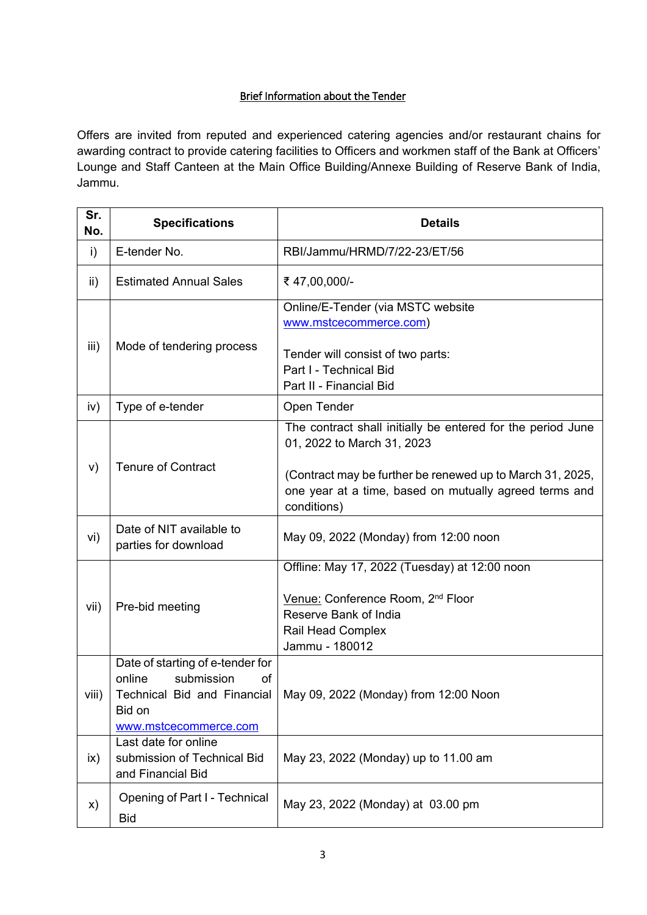## Brief Information about the Tender

Offers are invited from reputed and experienced catering agencies and/or restaurant chains for awarding contract to provide catering facilities to Officers and workmen staff of the Bank at Officers' Lounge and Staff Canteen at the Main Office Building/Annexe Building of Reserve Bank of India, Jammu.

| Sr. No. | Specifications | Details |
|---|---|---|
| i) | E-tender No. | RBI/Jammu/HRMD/7/22-23/ET/56 |
| ii) | Estimated Annual Sales | ₹ 47,00,000/- |
| iii) | Mode of tendering process | Online/E-Tender (via MSTC website www.mstcecommerce.com)<br><br>Tender will consist of two parts:<br>Part I - Technical Bid<br>Part II - Financial Bid |
| iv) | Type of e-tender | Open Tender |
| v) | Tenure of Contract | The contract shall initially be entered for the period June 01, 2022 to March 31, 2023<br><br>(Contract may be further be renewed up to March 31, 2025, one year at a time, based on mutually agreed terms and conditions) |
| vi) | Date of NIT available to parties for download | May 09, 2022 (Monday) from 12:00 noon |
| vii) | Pre-bid meeting | Offline: May 17, 2022 (Tuesday) at 12:00 noon<br><br>Venue: Conference Room, 2nd Floor<br>Reserve Bank of India<br>Rail Head Complex<br>Jammu - 180012 |
| viii) | Date of starting of e-tender for online submission of Technical Bid and Financial Bid on www.mstcecommerce.com | May 09, 2022 (Monday) from 12:00 Noon |
| ix) | Last date for online submission of Technical Bid and Financial Bid | May 23, 2022 (Monday) up to 11.00 am |
| x) | Opening of Part I - Technical Bid | May 23, 2022 (Monday) at 03.00 pm |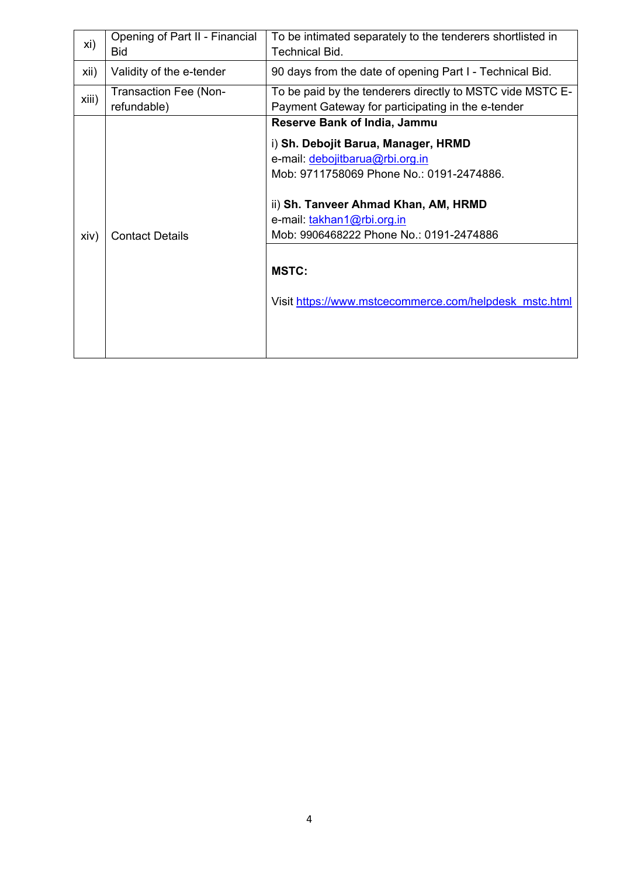| | | |
|---|---|---|
| xi) | Opening of Part II - Financial Bid | To be intimated separately to the tenderers shortlisted in Technical Bid. |
| xii) | Validity of the e-tender | 90 days from the date of opening Part I - Technical Bid. |
| xiii) | Transaction Fee (Non-refundable) | To be paid by the tenderers directly to MSTC vide MSTC E-Payment Gateway for participating in the e-tender |
| xiv) | Contact Details | **Reserve Bank of India, Jammu**<br><br>i) **Sh. Debojit Barua, Manager, HRMD**<br>e-mail: debojitbarua@rbi.org.in<br>Mob: 9711758069 Phone No.: 0191-2474886.<br><br>ii) **Sh. Tanveer Ahmad Khan, AM, HRMD**<br>e-mail: takhan1@rbi.org.in<br>Mob: 9906468222 Phone No.: 0191-2474886 |
| | | **MSTC:**<br><br>Visit https://www.mstcecommerce.com/helpdesk_mstc.html |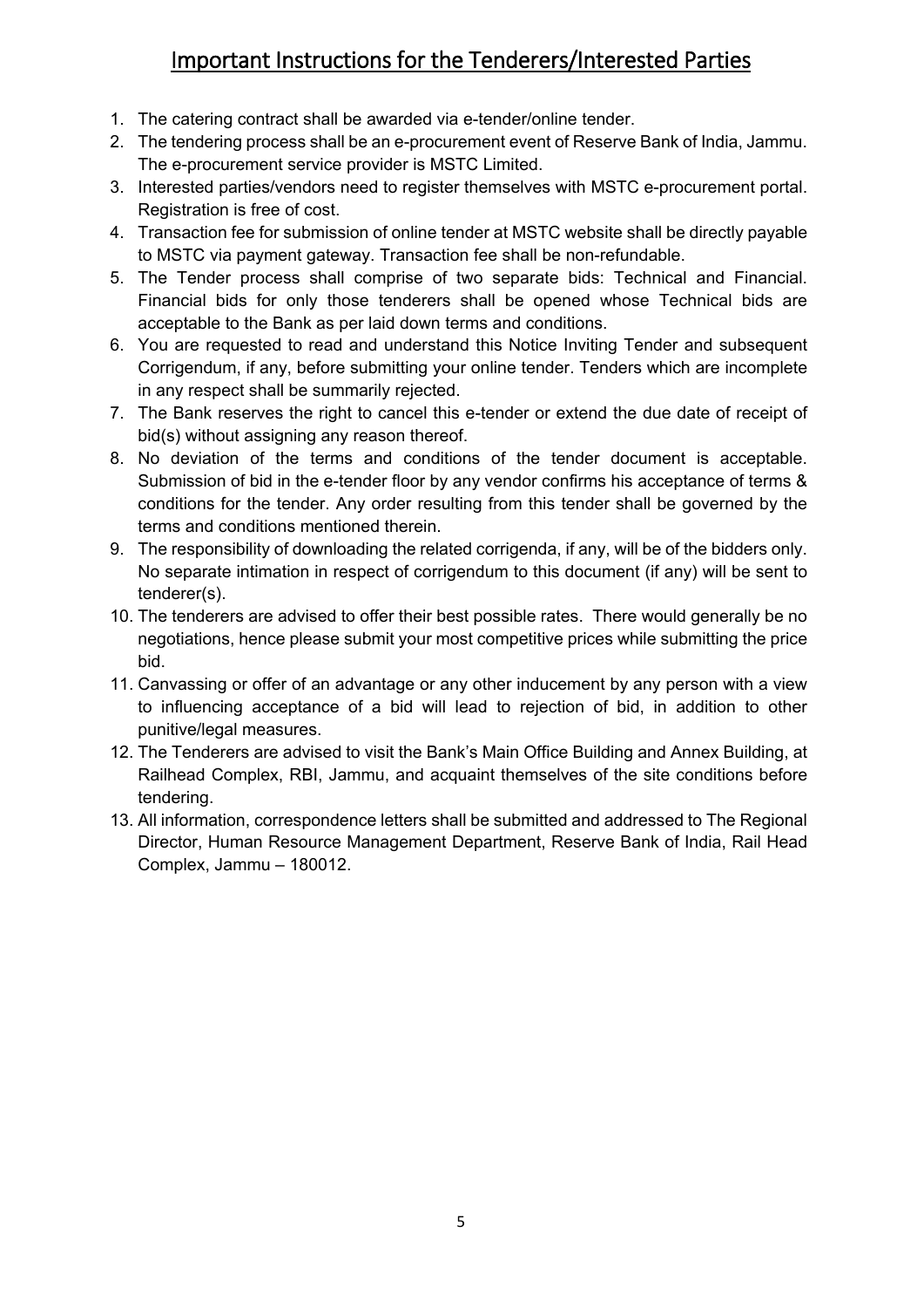## Important Instructions for the Tenderers/Interested Parties

1. The catering contract shall be awarded via e-tender/online tender.
2. The tendering process shall be an e-procurement event of Reserve Bank of India, Jammu. The e-procurement service provider is MSTC Limited.
3. Interested parties/vendors need to register themselves with MSTC e-procurement portal. Registration is free of cost.
4. Transaction fee for submission of online tender at MSTC website shall be directly payable to MSTC via payment gateway. Transaction fee shall be non-refundable.
5. The Tender process shall comprise of two separate bids: Technical and Financial. Financial bids for only those tenderers shall be opened whose Technical bids are acceptable to the Bank as per laid down terms and conditions.
6. You are requested to read and understand this Notice Inviting Tender and subsequent Corrigendum, if any, before submitting your online tender. Tenders which are incomplete in any respect shall be summarily rejected.
7. The Bank reserves the right to cancel this e-tender or extend the due date of receipt of bid(s) without assigning any reason thereof.
8. No deviation of the terms and conditions of the tender document is acceptable. Submission of bid in the e-tender floor by any vendor confirms his acceptance of terms & conditions for the tender. Any order resulting from this tender shall be governed by the terms and conditions mentioned therein.
9. The responsibility of downloading the related corrigenda, if any, will be of the bidders only. No separate intimation in respect of corrigendum to this document (if any) will be sent to tenderer(s).
10. The tenderers are advised to offer their best possible rates. There would generally be no negotiations, hence please submit your most competitive prices while submitting the price bid.
11. Canvassing or offer of an advantage or any other inducement by any person with a view to influencing acceptance of a bid will lead to rejection of bid, in addition to other punitive/legal measures.
12. The Tenderers are advised to visit the Bank's Main Office Building and Annex Building, at Railhead Complex, RBI, Jammu, and acquaint themselves of the site conditions before tendering.
13. All information, correspondence letters shall be submitted and addressed to The Regional Director, Human Resource Management Department, Reserve Bank of India, Rail Head Complex, Jammu – 180012.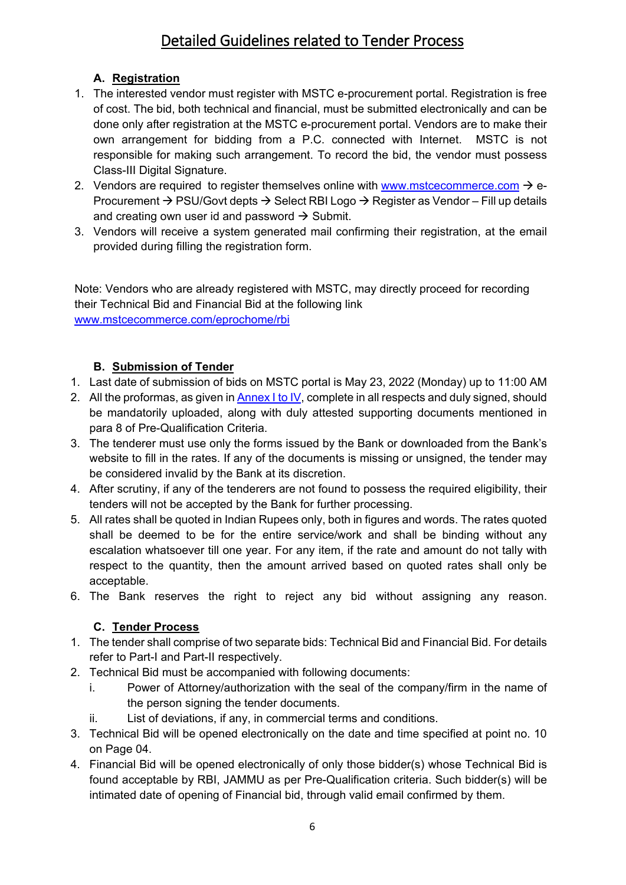# Detailed Guidelines related to Tender Process

### A. Registration

1. The interested vendor must register with MSTC e-procurement portal. Registration is free of cost. The bid, both technical and financial, must be submitted electronically and can be done only after registration at the MSTC e-procurement portal. Vendors are to make their own arrangement for bidding from a P.C. connected with Internet. MSTC is not responsible for making such arrangement. To record the bid, the vendor must possess Class-III Digital Signature.
2. Vendors are required to register themselves online with www.mstcecommerce.com → e-Procurement → PSU/Govt depts → Select RBI Logo → Register as Vendor – Fill up details and creating own user id and password → Submit.
3. Vendors will receive a system generated mail confirming their registration, at the email provided during filling the registration form.

Note: Vendors who are already registered with MSTC, may directly proceed for recording their Technical Bid and Financial Bid at the following link www.mstcecommerce.com/eprochome/rbi

### B. Submission of Tender

1. Last date of submission of bids on MSTC portal is May 23, 2022 (Monday) up to 11:00 AM
2. All the proformas, as given in Annex I to IV, complete in all respects and duly signed, should be mandatorily uploaded, along with duly attested supporting documents mentioned in para 8 of Pre-Qualification Criteria.
3. The tenderer must use only the forms issued by the Bank or downloaded from the Bank's website to fill in the rates. If any of the documents is missing or unsigned, the tender may be considered invalid by the Bank at its discretion.
4. After scrutiny, if any of the tenderers are not found to possess the required eligibility, their tenders will not be accepted by the Bank for further processing.
5. All rates shall be quoted in Indian Rupees only, both in figures and words. The rates quoted shall be deemed to be for the entire service/work and shall be binding without any escalation whatsoever till one year. For any item, if the rate and amount do not tally with respect to the quantity, then the amount arrived based on quoted rates shall only be acceptable.
6. The Bank reserves the right to reject any bid without assigning any reason.

### C. Tender Process

1. The tender shall comprise of two separate bids: Technical Bid and Financial Bid. For details refer to Part-I and Part-II respectively.
2. Technical Bid must be accompanied with following documents:
   i. Power of Attorney/authorization with the seal of the company/firm in the name of the person signing the tender documents.
   ii. List of deviations, if any, in commercial terms and conditions.
3. Technical Bid will be opened electronically on the date and time specified at point no. 10 on Page 04.
4. Financial Bid will be opened electronically of only those bidder(s) whose Technical Bid is found acceptable by RBI, JAMMU as per Pre-Qualification criteria. Such bidder(s) will be intimated date of opening of Financial bid, through valid email confirmed by them.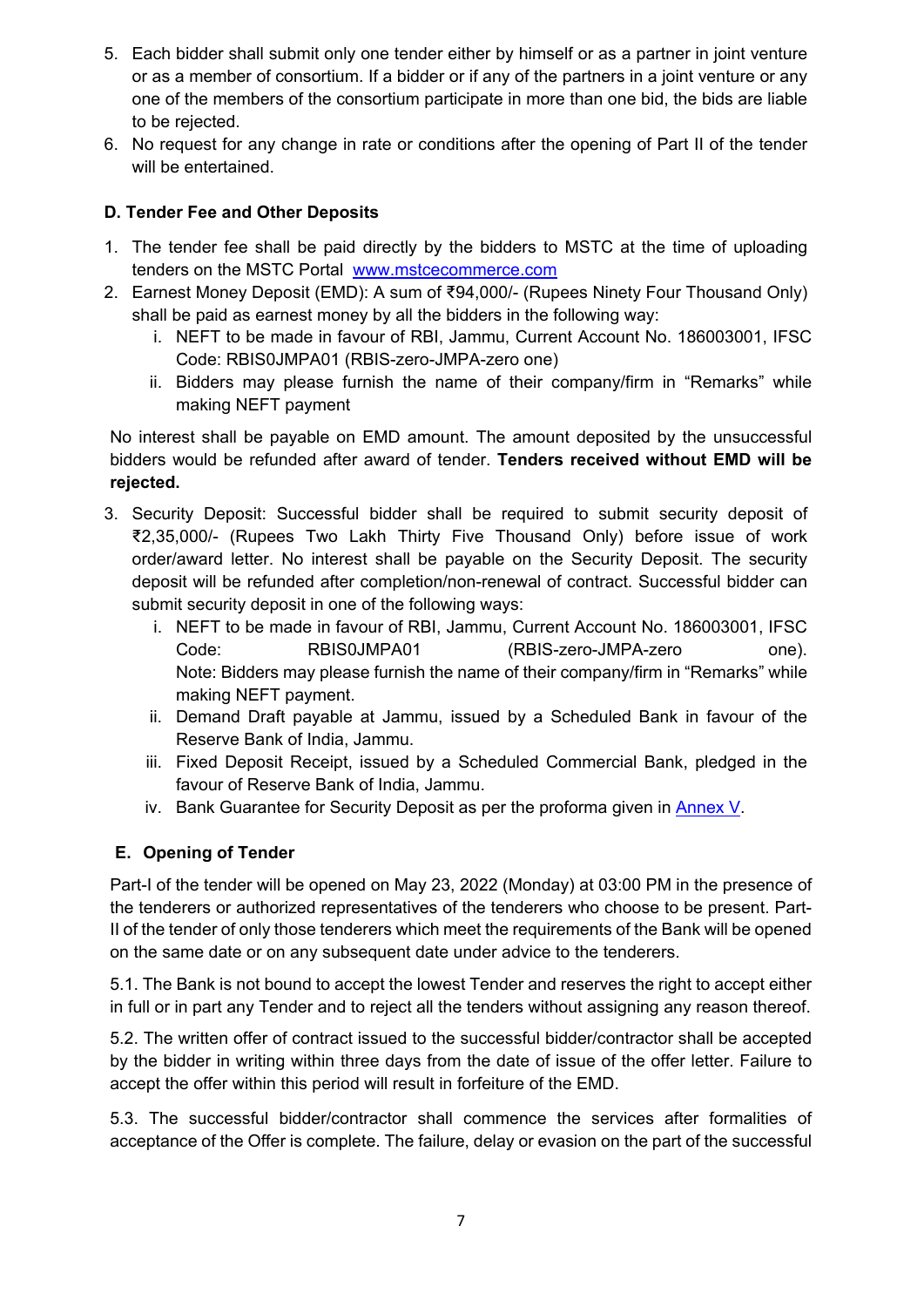5. Each bidder shall submit only one tender either by himself or as a partner in joint venture or as a member of consortium. If a bidder or if any of the partners in a joint venture or any one of the members of the consortium participate in more than one bid, the bids are liable to be rejected.
6. No request for any change in rate or conditions after the opening of Part II of the tender will be entertained.

### D. Tender Fee and Other Deposits

1. The tender fee shall be paid directly by the bidders to MSTC at the time of uploading tenders on the MSTC Portal [www.mstcecommerce.com](http://www.mstcecommerce.com)
2. Earnest Money Deposit (EMD): A sum of ₹94,000/- (Rupees Ninety Four Thousand Only) shall be paid as earnest money by all the bidders in the following way:
   i. NEFT to be made in favour of RBI, Jammu, Current Account No. 186003001, IFSC Code: RBIS0JMPA01 (RBIS-zero-JMPA-zero one)
   ii. Bidders may please furnish the name of their company/firm in "Remarks" while making NEFT payment

No interest shall be payable on EMD amount. The amount deposited by the unsuccessful bidders would be refunded after award of tender. **Tenders received without EMD will be rejected.**

3. Security Deposit: Successful bidder shall be required to submit security deposit of ₹2,35,000/- (Rupees Two Lakh Thirty Five Thousand Only) before issue of work order/award letter. No interest shall be payable on the Security Deposit. The security deposit will be refunded after completion/non-renewal of contract. Successful bidder can submit security deposit in one of the following ways:
   i. NEFT to be made in favour of RBI, Jammu, Current Account No. 186003001, IFSC Code: RBIS0JMPA01 (RBIS-zero-JMPA-zero one). Note: Bidders may please furnish the name of their company/firm in "Remarks" while making NEFT payment.
   ii. Demand Draft payable at Jammu, issued by a Scheduled Bank in favour of the Reserve Bank of India, Jammu.
   iii. Fixed Deposit Receipt, issued by a Scheduled Commercial Bank, pledged in the favour of Reserve Bank of India, Jammu.
   iv. Bank Guarantee for Security Deposit as per the proforma given in Annex V.

### E. Opening of Tender

Part-I of the tender will be opened on May 23, 2022 (Monday) at 03:00 PM in the presence of the tenderers or authorized representatives of the tenderers who choose to be present. Part-II of the tender of only those tenderers which meet the requirements of the Bank will be opened on the same date or on any subsequent date under advice to the tenderers.

5.1. The Bank is not bound to accept the lowest Tender and reserves the right to accept either in full or in part any Tender and to reject all the tenders without assigning any reason thereof.

5.2. The written offer of contract issued to the successful bidder/contractor shall be accepted by the bidder in writing within three days from the date of issue of the offer letter. Failure to accept the offer within this period will result in forfeiture of the EMD.

5.3. The successful bidder/contractor shall commence the services after formalities of acceptance of the Offer is complete. The failure, delay or evasion on the part of the successful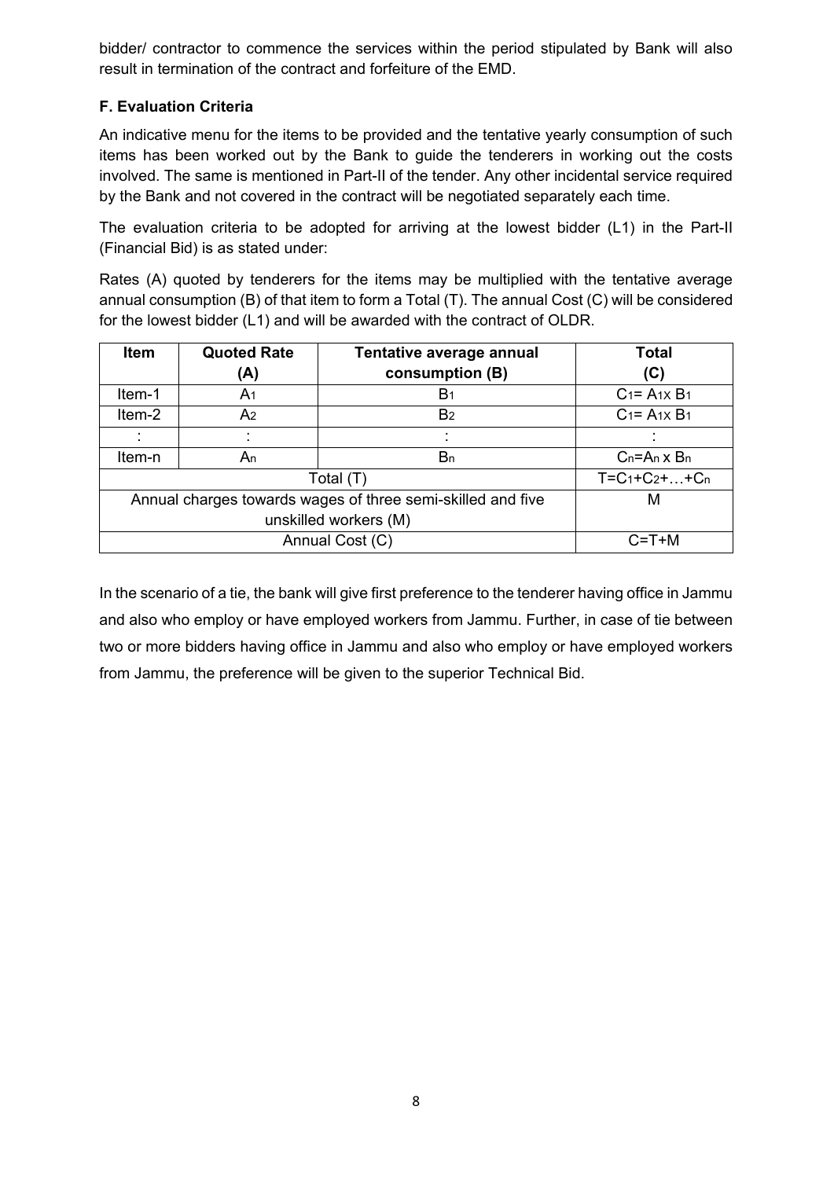bidder/ contractor to commence the services within the period stipulated by Bank will also result in termination of the contract and forfeiture of the EMD.

**F. Evaluation Criteria**

An indicative menu for the items to be provided and the tentative yearly consumption of such items has been worked out by the Bank to guide the tenderers in working out the costs involved. The same is mentioned in Part-II of the tender. Any other incidental service required by the Bank and not covered in the contract will be negotiated separately each time.

The evaluation criteria to be adopted for arriving at the lowest bidder (L1) in the Part-II (Financial Bid) is as stated under:

Rates (A) quoted by tenderers for the items may be multiplied with the tentative average annual consumption (B) of that item to form a Total (T). The annual Cost (C) will be considered for the lowest bidder (L1) and will be awarded with the contract of OLDR.

| Item | Quoted Rate (A) | Tentative average annual consumption (B) | Total (C) |
|---|---|---|---|
| Item-1 | $A_1$ | $B_1$ | $C_1= A_1 \times B_1$ |
| Item-2 | $A_2$ | $B_2$ | $C_1= A_1 \times B_1$ |
| : | : | : | : |
| Item-n | $A_n$ | $B_n$ | $C_n=A_n \times B_n$ |
| Total (T) | | | $T=C_1+C_2+\ldots+C_n$ |
| Annual charges towards wages of three semi-skilled and five unskilled workers (M) | | | M |
| Annual Cost (C) | | | C=T+M |

In the scenario of a tie, the bank will give first preference to the tenderer having office in Jammu and also who employ or have employed workers from Jammu. Further, in case of tie between two or more bidders having office in Jammu and also who employ or have employed workers from Jammu, the preference will be given to the superior Technical Bid.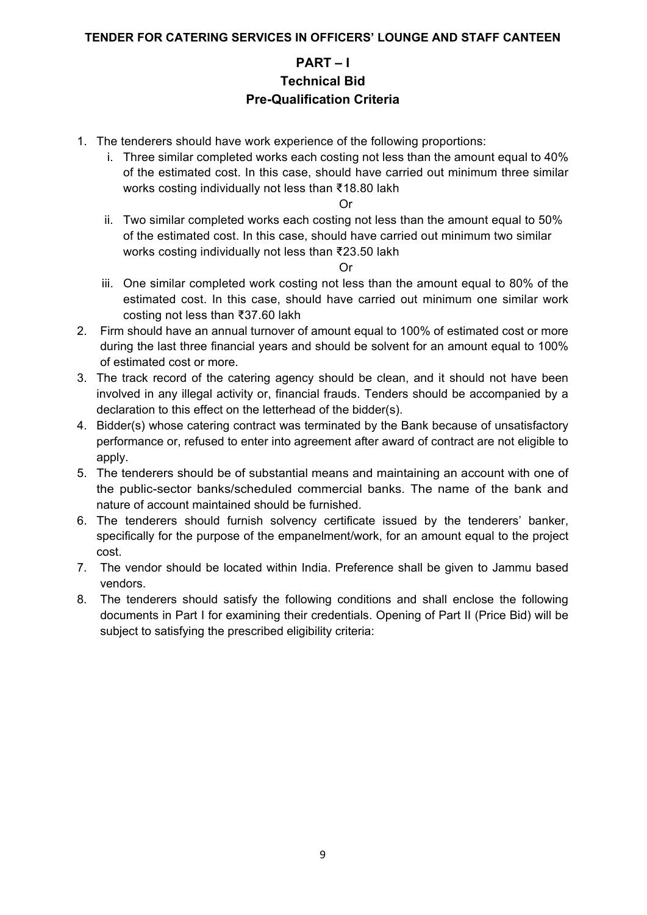**TENDER FOR CATERING SERVICES IN OFFICERS' LOUNGE AND STAFF CANTEEN**

# PART – I
## Technical Bid
## Pre-Qualification Criteria

1. The tenderers should have work experience of the following proportions:
   i. Three similar completed works each costing not less than the amount equal to 40% of the estimated cost. In this case, should have carried out minimum three similar works costing individually not less than ₹18.80 lakh

   Or

   ii. Two similar completed works each costing not less than the amount equal to 50% of the estimated cost. In this case, should have carried out minimum two similar works costing individually not less than ₹23.50 lakh

   Or

   iii. One similar completed work costing not less than the amount equal to 80% of the estimated cost. In this case, should have carried out minimum one similar work costing not less than ₹37.60 lakh
2. Firm should have an annual turnover of amount equal to 100% of estimated cost or more during the last three financial years and should be solvent for an amount equal to 100% of estimated cost or more.
3. The track record of the catering agency should be clean, and it should not have been involved in any illegal activity or, financial frauds. Tenders should be accompanied by a declaration to this effect on the letterhead of the bidder(s).
4. Bidder(s) whose catering contract was terminated by the Bank because of unsatisfactory performance or, refused to enter into agreement after award of contract are not eligible to apply.
5. The tenderers should be of substantial means and maintaining an account with one of the public-sector banks/scheduled commercial banks. The name of the bank and nature of account maintained should be furnished.
6. The tenderers should furnish solvency certificate issued by the tenderers' banker, specifically for the purpose of the empanelment/work, for an amount equal to the project cost.
7. The vendor should be located within India. Preference shall be given to Jammu based vendors.
8. The tenderers should satisfy the following conditions and shall enclose the following documents in Part I for examining their credentials. Opening of Part II (Price Bid) will be subject to satisfying the prescribed eligibility criteria: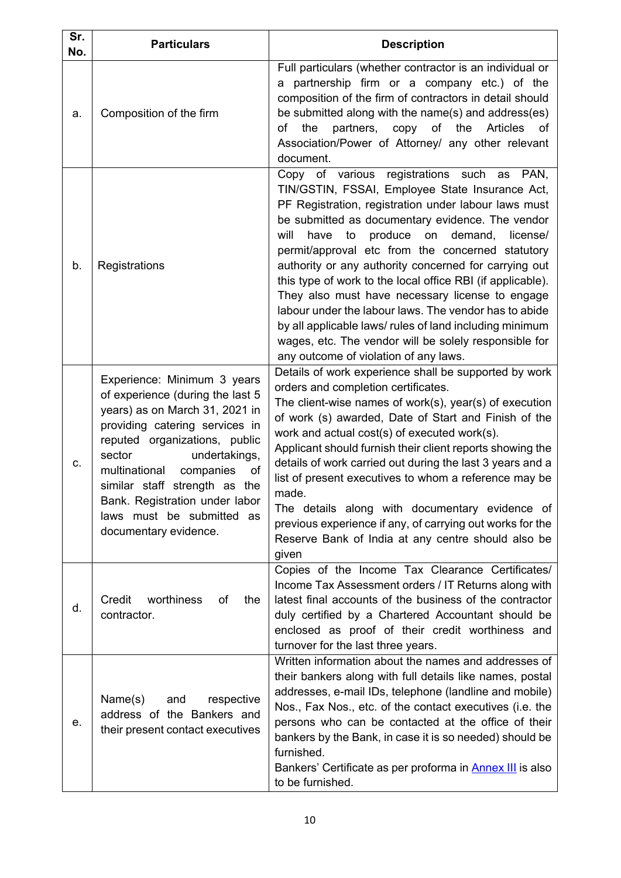| Sr. No. | Particulars | Description |
|---|---|---|
| a. | Composition of the firm | Full particulars (whether contractor is an individual or a partnership firm or a company etc.) of the composition of the firm of contractors in detail should be submitted along with the name(s) and address(es) of the partners, copy of the Articles of Association/Power of Attorney/ any other relevant document. |
| b. | Registrations | Copy of various registrations such as PAN, TIN/GSTIN, FSSAI, Employee State Insurance Act, PF Registration, registration under labour laws must be submitted as documentary evidence. The vendor will have to produce on demand, license/ permit/approval etc from the concerned statutory authority or any authority concerned for carrying out this type of work to the local office RBI (if applicable). They also must have necessary license to engage labour under the labour laws. The vendor has to abide by all applicable laws/ rules of land including minimum wages, etc. The vendor will be solely responsible for any outcome of violation of any laws. |
| c. | Experience: Minimum 3 years of experience (during the last 5 years) as on March 31, 2021 in providing catering services in reputed organizations, public sector undertakings, multinational companies of similar staff strength as the Bank. Registration under labor laws must be submitted as documentary evidence. | Details of work experience shall be supported by work orders and completion certificates.<br>The client-wise names of work(s), year(s) of execution of work (s) awarded, Date of Start and Finish of the work and actual cost(s) of executed work(s).<br>Applicant should furnish their client reports showing the details of work carried out during the last 3 years and a list of present executives to whom a reference may be made.<br>The details along with documentary evidence of previous experience if any, of carrying out works for the Reserve Bank of India at any centre should also be given |
| d. | Credit worthiness of the contractor. | Copies of the Income Tax Clearance Certificates/ Income Tax Assessment orders / IT Returns along with latest final accounts of the business of the contractor duly certified by a Chartered Accountant should be enclosed as proof of their credit worthiness and turnover for the last three years. |
| e. | Name(s) and respective address of the Bankers and their present contact executives | Written information about the names and addresses of their bankers along with full details like names, postal addresses, e-mail IDs, telephone (landline and mobile) Nos., Fax Nos., etc. of the contact executives (i.e. the persons who can be contacted at the office of their bankers by the Bank, in case it is so needed) should be furnished.<br>Bankers' Certificate as per proforma in Annex III is also to be furnished. |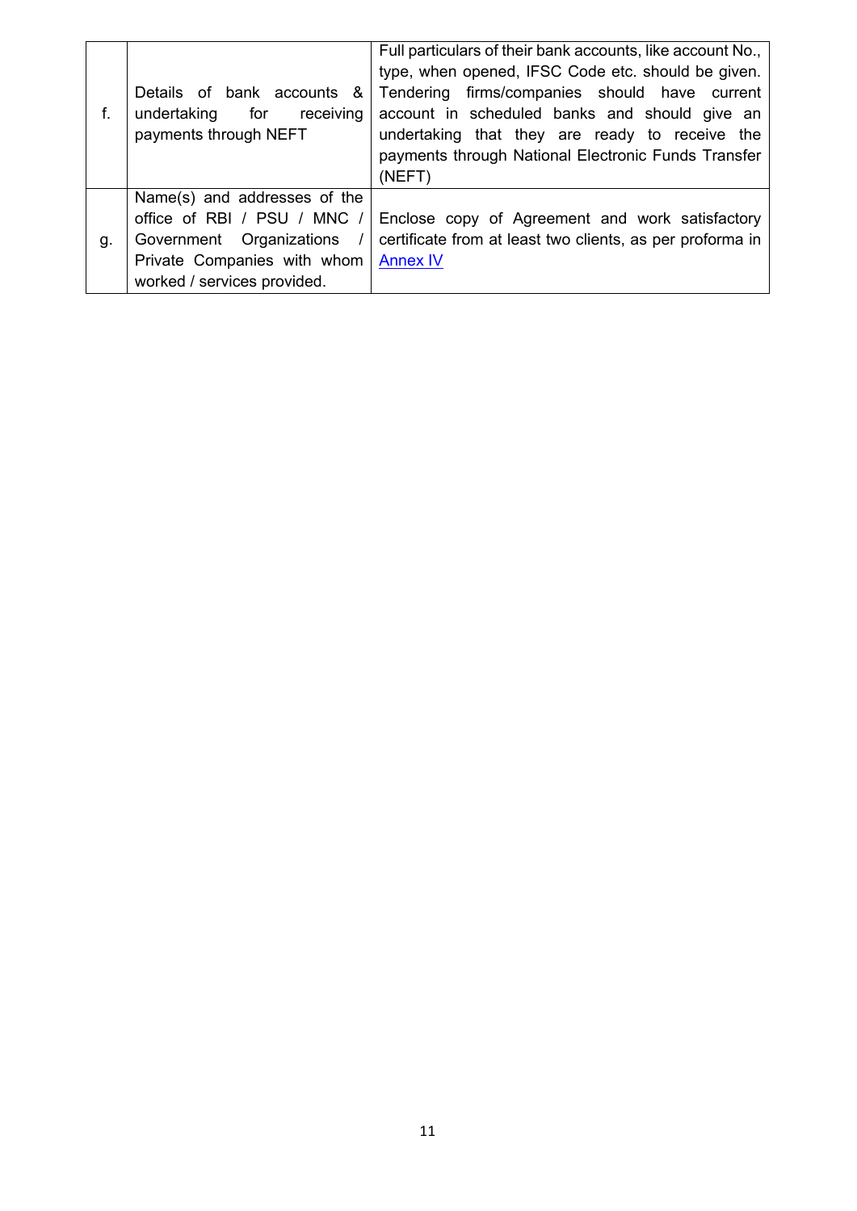| | | |
|---|---|---|
| f. | Details of bank accounts & undertaking for receiving payments through NEFT | Full particulars of their bank accounts, like account No., type, when opened, IFSC Code etc. should be given. Tendering firms/companies should have current account in scheduled banks and should give an undertaking that they are ready to receive the payments through National Electronic Funds Transfer (NEFT) |
| g. | Name(s) and addresses of the office of RBI / PSU / MNC / Government Organizations / Private Companies with whom worked / services provided. | Enclose copy of Agreement and work satisfactory certificate from at least two clients, as per proforma in Annex IV |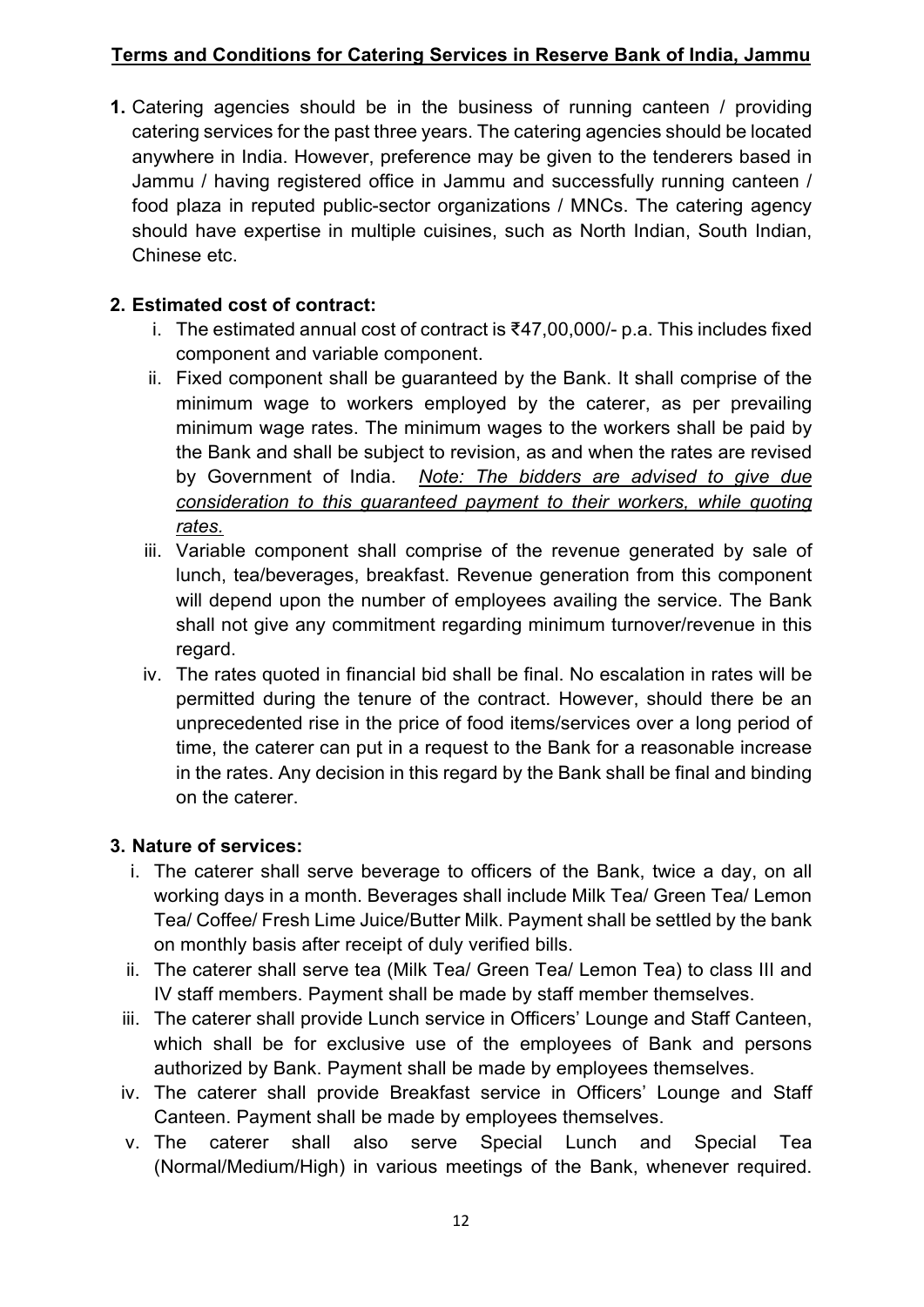**<u>Terms and Conditions for Catering Services in Reserve Bank of India, Jammu</u>**

**1.** Catering agencies should be in the business of running canteen / providing catering services for the past three years. The catering agencies should be located anywhere in India. However, preference may be given to the tenderers based in Jammu / having registered office in Jammu and successfully running canteen / food plaza in reputed public-sector organizations / MNCs. The catering agency should have expertise in multiple cuisines, such as North Indian, South Indian, Chinese etc.

**2. Estimated cost of contract:**

i. The estimated annual cost of contract is ₹47,00,000/- p.a. This includes fixed component and variable component.

ii. Fixed component shall be guaranteed by the Bank. It shall comprise of the minimum wage to workers employed by the caterer, as per prevailing minimum wage rates. The minimum wages to the workers shall be paid by the Bank and shall be subject to revision, as and when the rates are revised by Government of India. *<u>Note: The bidders are advised to give due consideration to this guaranteed payment to their workers, while quoting rates.</u>*

iii. Variable component shall comprise of the revenue generated by sale of lunch, tea/beverages, breakfast. Revenue generation from this component will depend upon the number of employees availing the service. The Bank shall not give any commitment regarding minimum turnover/revenue in this regard.

iv. The rates quoted in financial bid shall be final. No escalation in rates will be permitted during the tenure of the contract. However, should there be an unprecedented rise in the price of food items/services over a long period of time, the caterer can put in a request to the Bank for a reasonable increase in the rates. Any decision in this regard by the Bank shall be final and binding on the caterer.

**3. Nature of services:**

i. The caterer shall serve beverage to officers of the Bank, twice a day, on all working days in a month. Beverages shall include Milk Tea/ Green Tea/ Lemon Tea/ Coffee/ Fresh Lime Juice/Butter Milk. Payment shall be settled by the bank on monthly basis after receipt of duly verified bills.

ii. The caterer shall serve tea (Milk Tea/ Green Tea/ Lemon Tea) to class III and IV staff members. Payment shall be made by staff member themselves.

iii. The caterer shall provide Lunch service in Officers' Lounge and Staff Canteen, which shall be for exclusive use of the employees of Bank and persons authorized by Bank. Payment shall be made by employees themselves.

iv. The caterer shall provide Breakfast service in Officers' Lounge and Staff Canteen. Payment shall be made by employees themselves.

v. The caterer shall also serve Special Lunch and Special Tea (Normal/Medium/High) in various meetings of the Bank, whenever required.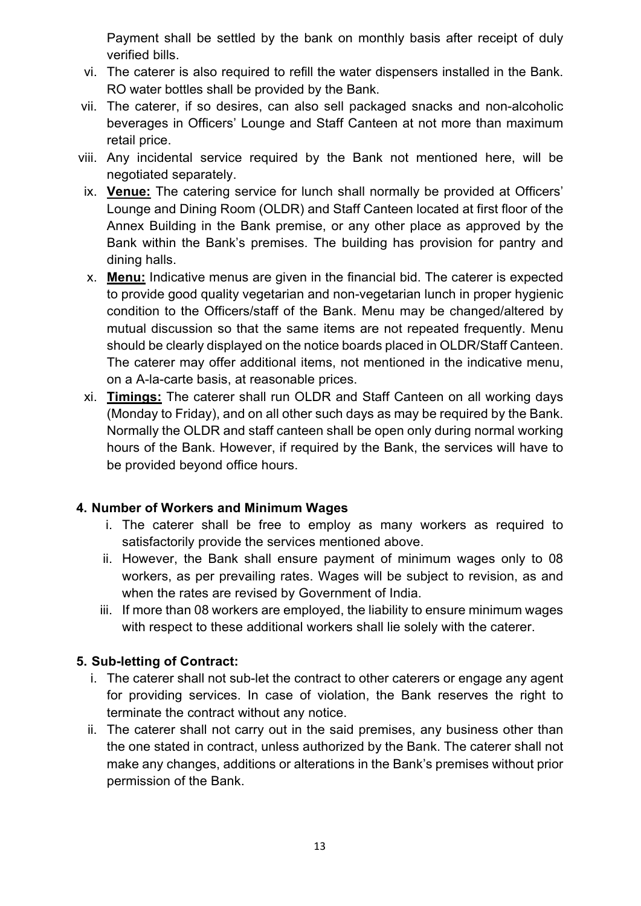Payment shall be settled by the bank on monthly basis after receipt of duly verified bills.

vi. The caterer is also required to refill the water dispensers installed in the Bank. RO water bottles shall be provided by the Bank.

vii. The caterer, if so desires, can also sell packaged snacks and non-alcoholic beverages in Officers' Lounge and Staff Canteen at not more than maximum retail price.

viii. Any incidental service required by the Bank not mentioned here, will be negotiated separately.

ix. **Venue:** The catering service for lunch shall normally be provided at Officers' Lounge and Dining Room (OLDR) and Staff Canteen located at first floor of the Annex Building in the Bank premise, or any other place as approved by the Bank within the Bank's premises. The building has provision for pantry and dining halls.

x. **Menu:** Indicative menus are given in the financial bid. The caterer is expected to provide good quality vegetarian and non-vegetarian lunch in proper hygienic condition to the Officers/staff of the Bank. Menu may be changed/altered by mutual discussion so that the same items are not repeated frequently. Menu should be clearly displayed on the notice boards placed in OLDR/Staff Canteen. The caterer may offer additional items, not mentioned in the indicative menu, on a A-la-carte basis, at reasonable prices.

xi. **Timings:** The caterer shall run OLDR and Staff Canteen on all working days (Monday to Friday), and on all other such days as may be required by the Bank. Normally the OLDR and staff canteen shall be open only during normal working hours of the Bank. However, if required by the Bank, the services will have to be provided beyond office hours.

**4. Number of Workers and Minimum Wages**

i. The caterer shall be free to employ as many workers as required to satisfactorily provide the services mentioned above.

ii. However, the Bank shall ensure payment of minimum wages only to 08 workers, as per prevailing rates. Wages will be subject to revision, as and when the rates are revised by Government of India.

iii. If more than 08 workers are employed, the liability to ensure minimum wages with respect to these additional workers shall lie solely with the caterer.

**5. Sub-letting of Contract:**

i. The caterer shall not sub-let the contract to other caterers or engage any agent for providing services. In case of violation, the Bank reserves the right to terminate the contract without any notice.

ii. The caterer shall not carry out in the said premises, any business other than the one stated in contract, unless authorized by the Bank. The caterer shall not make any changes, additions or alterations in the Bank's premises without prior permission of the Bank.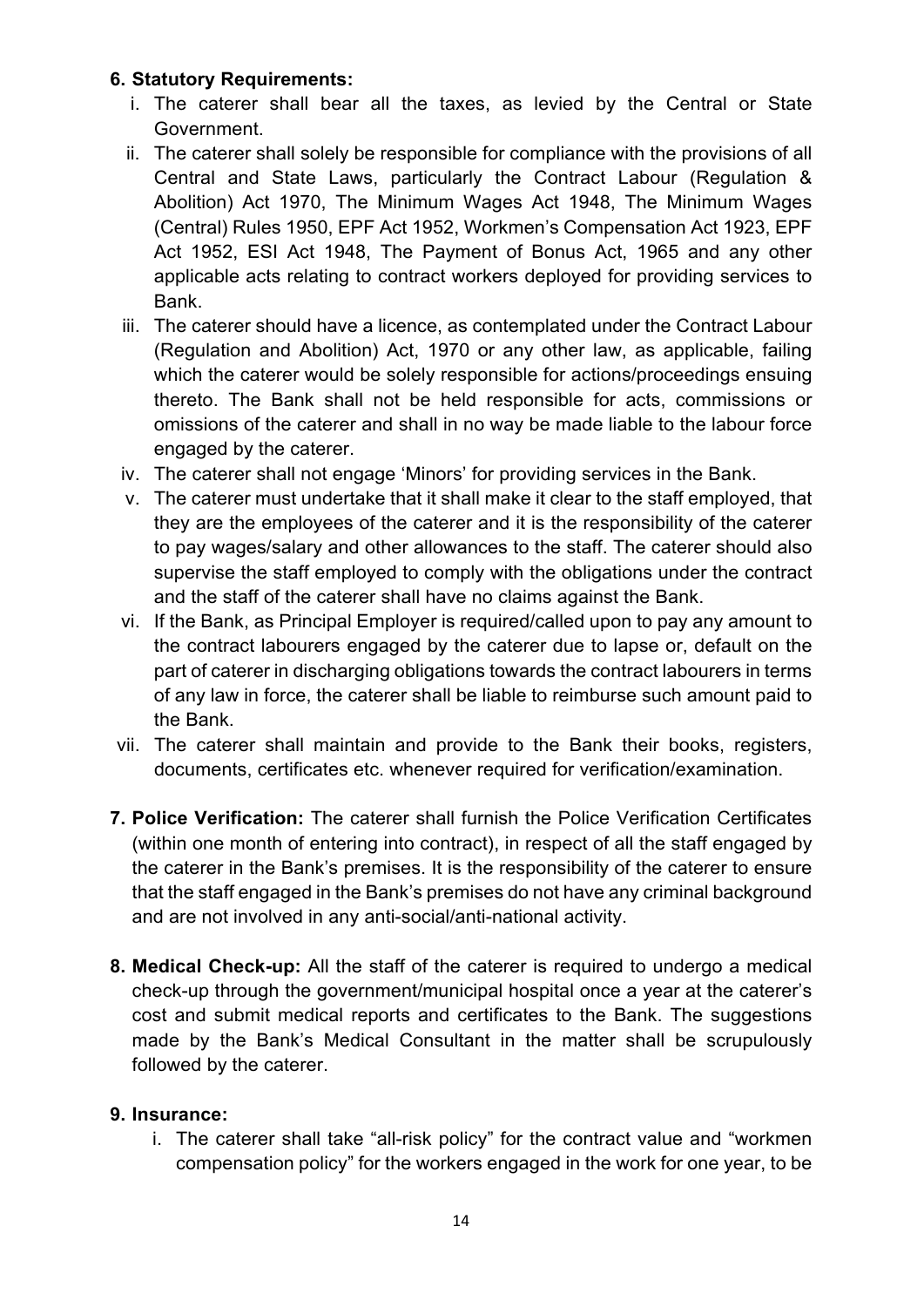**6. Statutory Requirements:**

i. The caterer shall bear all the taxes, as levied by the Central or State Government.

ii. The caterer shall solely be responsible for compliance with the provisions of all Central and State Laws, particularly the Contract Labour (Regulation & Abolition) Act 1970, The Minimum Wages Act 1948, The Minimum Wages (Central) Rules 1950, EPF Act 1952, Workmen's Compensation Act 1923, EPF Act 1952, ESI Act 1948, The Payment of Bonus Act, 1965 and any other applicable acts relating to contract workers deployed for providing services to Bank.

iii. The caterer should have a licence, as contemplated under the Contract Labour (Regulation and Abolition) Act, 1970 or any other law, as applicable, failing which the caterer would be solely responsible for actions/proceedings ensuing thereto. The Bank shall not be held responsible for acts, commissions or omissions of the caterer and shall in no way be made liable to the labour force engaged by the caterer.

iv. The caterer shall not engage 'Minors' for providing services in the Bank.

v. The caterer must undertake that it shall make it clear to the staff employed, that they are the employees of the caterer and it is the responsibility of the caterer to pay wages/salary and other allowances to the staff. The caterer should also supervise the staff employed to comply with the obligations under the contract and the staff of the caterer shall have no claims against the Bank.

vi. If the Bank, as Principal Employer is required/called upon to pay any amount to the contract labourers engaged by the caterer due to lapse or, default on the part of caterer in discharging obligations towards the contract labourers in terms of any law in force, the caterer shall be liable to reimburse such amount paid to the Bank.

vii. The caterer shall maintain and provide to the Bank their books, registers, documents, certificates etc. whenever required for verification/examination.

**7. Police Verification:** The caterer shall furnish the Police Verification Certificates (within one month of entering into contract), in respect of all the staff engaged by the caterer in the Bank's premises. It is the responsibility of the caterer to ensure that the staff engaged in the Bank's premises do not have any criminal background and are not involved in any anti-social/anti-national activity.

**8. Medical Check-up:** All the staff of the caterer is required to undergo a medical check-up through the government/municipal hospital once a year at the caterer's cost and submit medical reports and certificates to the Bank. The suggestions made by the Bank's Medical Consultant in the matter shall be scrupulously followed by the caterer.

**9. Insurance:**

i. The caterer shall take "all-risk policy" for the contract value and "workmen compensation policy" for the workers engaged in the work for one year, to be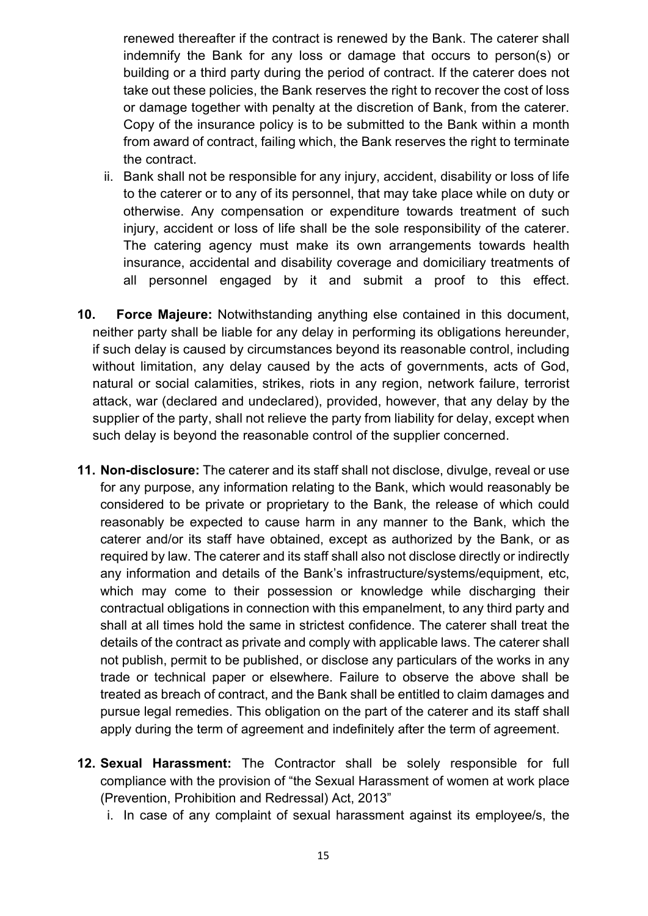renewed thereafter if the contract is renewed by the Bank. The caterer shall indemnify the Bank for any loss or damage that occurs to person(s) or building or a third party during the period of contract. If the caterer does not take out these policies, the Bank reserves the right to recover the cost of loss or damage together with penalty at the discretion of Bank, from the caterer. Copy of the insurance policy is to be submitted to the Bank within a month from award of contract, failing which, the Bank reserves the right to terminate the contract.

ii. Bank shall not be responsible for any injury, accident, disability or loss of life to the caterer or to any of its personnel, that may take place while on duty or otherwise. Any compensation or expenditure towards treatment of such injury, accident or loss of life shall be the sole responsibility of the caterer. The catering agency must make its own arrangements towards health insurance, accidental and disability coverage and domiciliary treatments of all personnel engaged by it and submit a proof to this effect.

**10. Force Majeure:** Notwithstanding anything else contained in this document, neither party shall be liable for any delay in performing its obligations hereunder, if such delay is caused by circumstances beyond its reasonable control, including without limitation, any delay caused by the acts of governments, acts of God, natural or social calamities, strikes, riots in any region, network failure, terrorist attack, war (declared and undeclared), provided, however, that any delay by the supplier of the party, shall not relieve the party from liability for delay, except when such delay is beyond the reasonable control of the supplier concerned.

**11. Non-disclosure:** The caterer and its staff shall not disclose, divulge, reveal or use for any purpose, any information relating to the Bank, which would reasonably be considered to be private or proprietary to the Bank, the release of which could reasonably be expected to cause harm in any manner to the Bank, which the caterer and/or its staff have obtained, except as authorized by the Bank, or as required by law. The caterer and its staff shall also not disclose directly or indirectly any information and details of the Bank's infrastructure/systems/equipment, etc, which may come to their possession or knowledge while discharging their contractual obligations in connection with this empanelment, to any third party and shall at all times hold the same in strictest confidence. The caterer shall treat the details of the contract as private and comply with applicable laws. The caterer shall not publish, permit to be published, or disclose any particulars of the works in any trade or technical paper or elsewhere. Failure to observe the above shall be treated as breach of contract, and the Bank shall be entitled to claim damages and pursue legal remedies. This obligation on the part of the caterer and its staff shall apply during the term of agreement and indefinitely after the term of agreement.

**12. Sexual Harassment:** The Contractor shall be solely responsible for full compliance with the provision of "the Sexual Harassment of women at work place (Prevention, Prohibition and Redressal) Act, 2013"

i. In case of any complaint of sexual harassment against its employee/s, the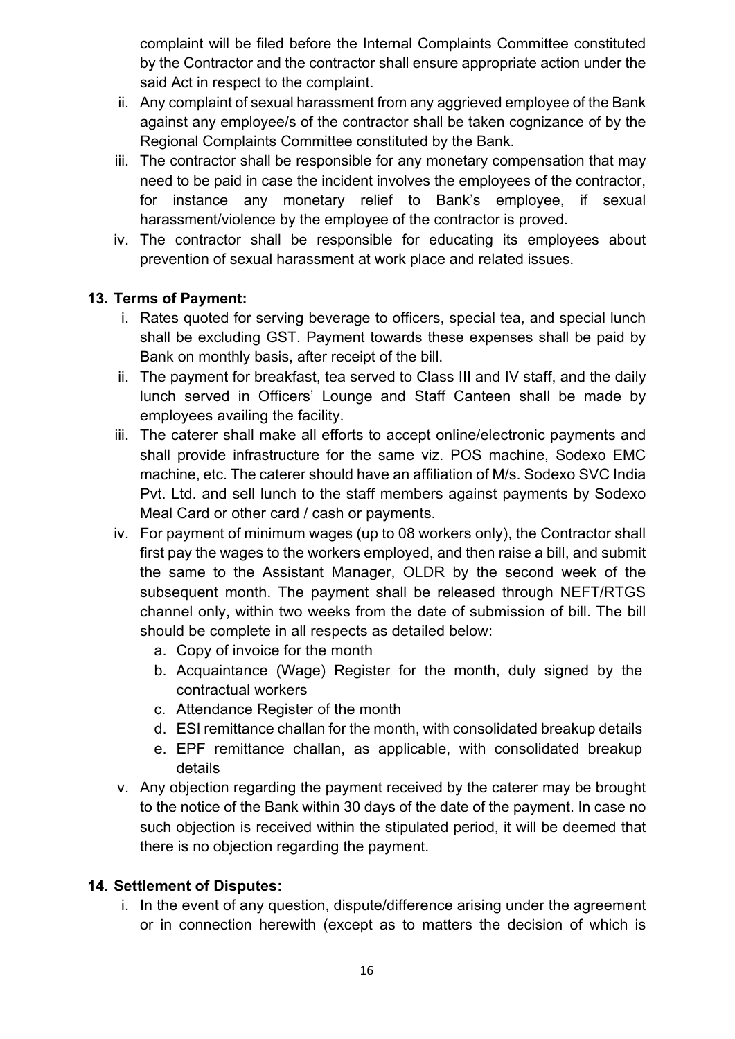complaint will be filed before the Internal Complaints Committee constituted by the Contractor and the contractor shall ensure appropriate action under the said Act in respect to the complaint.

ii. Any complaint of sexual harassment from any aggrieved employee of the Bank against any employee/s of the contractor shall be taken cognizance of by the Regional Complaints Committee constituted by the Bank.

iii. The contractor shall be responsible for any monetary compensation that may need to be paid in case the incident involves the employees of the contractor, for instance any monetary relief to Bank's employee, if sexual harassment/violence by the employee of the contractor is proved.

iv. The contractor shall be responsible for educating its employees about prevention of sexual harassment at work place and related issues.

## 13. Terms of Payment:

i. Rates quoted for serving beverage to officers, special tea, and special lunch shall be excluding GST. Payment towards these expenses shall be paid by Bank on monthly basis, after receipt of the bill.

ii. The payment for breakfast, tea served to Class III and IV staff, and the daily lunch served in Officers' Lounge and Staff Canteen shall be made by employees availing the facility.

iii. The caterer shall make all efforts to accept online/electronic payments and shall provide infrastructure for the same viz. POS machine, Sodexo EMC machine, etc. The caterer should have an affiliation of M/s. Sodexo SVC India Pvt. Ltd. and sell lunch to the staff members against payments by Sodexo Meal Card or other card / cash or payments.

iv. For payment of minimum wages (up to 08 workers only), the Contractor shall first pay the wages to the workers employed, and then raise a bill, and submit the same to the Assistant Manager, OLDR by the second week of the subsequent month. The payment shall be released through NEFT/RTGS channel only, within two weeks from the date of submission of bill. The bill should be complete in all respects as detailed below:
   a. Copy of invoice for the month
   b. Acquaintance (Wage) Register for the month, duly signed by the contractual workers
   c. Attendance Register of the month
   d. ESI remittance challan for the month, with consolidated breakup details
   e. EPF remittance challan, as applicable, with consolidated breakup details

v. Any objection regarding the payment received by the caterer may be brought to the notice of the Bank within 30 days of the date of the payment. In case no such objection is received within the stipulated period, it will be deemed that there is no objection regarding the payment.

## 14. Settlement of Disputes:

i. In the event of any question, dispute/difference arising under the agreement or in connection herewith (except as to matters the decision of which is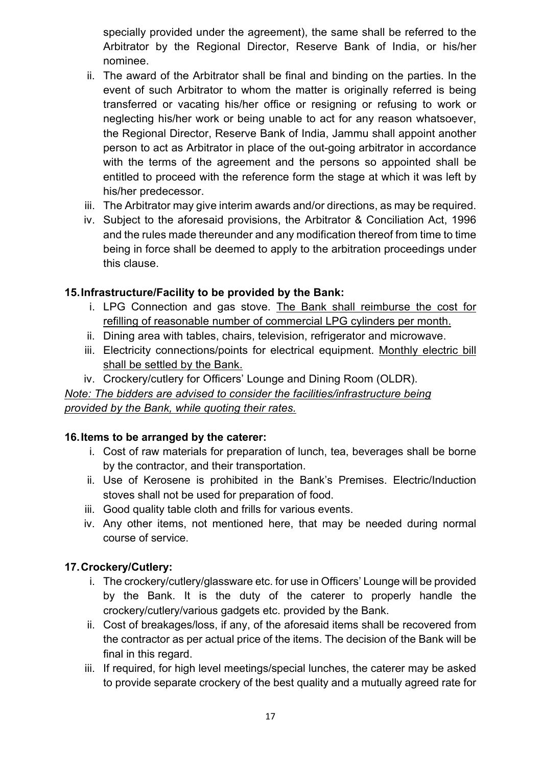specially provided under the agreement), the same shall be referred to the Arbitrator by the Regional Director, Reserve Bank of India, or his/her nominee.

ii. The award of the Arbitrator shall be final and binding on the parties. In the event of such Arbitrator to whom the matter is originally referred is being transferred or vacating his/her office or resigning or refusing to work or neglecting his/her work or being unable to act for any reason whatsoever, the Regional Director, Reserve Bank of India, Jammu shall appoint another person to act as Arbitrator in place of the out-going arbitrator in accordance with the terms of the agreement and the persons so appointed shall be entitled to proceed with the reference form the stage at which it was left by his/her predecessor.

iii. The Arbitrator may give interim awards and/or directions, as may be required.

iv. Subject to the aforesaid provisions, the Arbitrator & Conciliation Act, 1996 and the rules made thereunder and any modification thereof from time to time being in force shall be deemed to apply to the arbitration proceedings under this clause.

**15. Infrastructure/Facility to be provided by the Bank:**

i. LPG Connection and gas stove. <u>The Bank shall reimburse the cost for refilling of reasonable number of commercial LPG cylinders per month.</u>

ii. Dining area with tables, chairs, television, refrigerator and microwave.

iii. Electricity connections/points for electrical equipment. <u>Monthly electric bill shall be settled by the Bank.</u>

iv. Crockery/cutlery for Officers' Lounge and Dining Room (OLDR).

*<u>Note: The bidders are advised to consider the facilities/infrastructure being provided by the Bank, while quoting their rates.</u>*

**16. Items to be arranged by the caterer:**

i. Cost of raw materials for preparation of lunch, tea, beverages shall be borne by the contractor, and their transportation.

ii. Use of Kerosene is prohibited in the Bank's Premises. Electric/Induction stoves shall not be used for preparation of food.

iii. Good quality table cloth and frills for various events.

iv. Any other items, not mentioned here, that may be needed during normal course of service.

**17. Crockery/Cutlery:**

i. The crockery/cutlery/glassware etc. for use in Officers' Lounge will be provided by the Bank. It is the duty of the caterer to properly handle the crockery/cutlery/various gadgets etc. provided by the Bank.

ii. Cost of breakages/loss, if any, of the aforesaid items shall be recovered from the contractor as per actual price of the items. The decision of the Bank will be final in this regard.

iii. If required, for high level meetings/special lunches, the caterer may be asked to provide separate crockery of the best quality and a mutually agreed rate for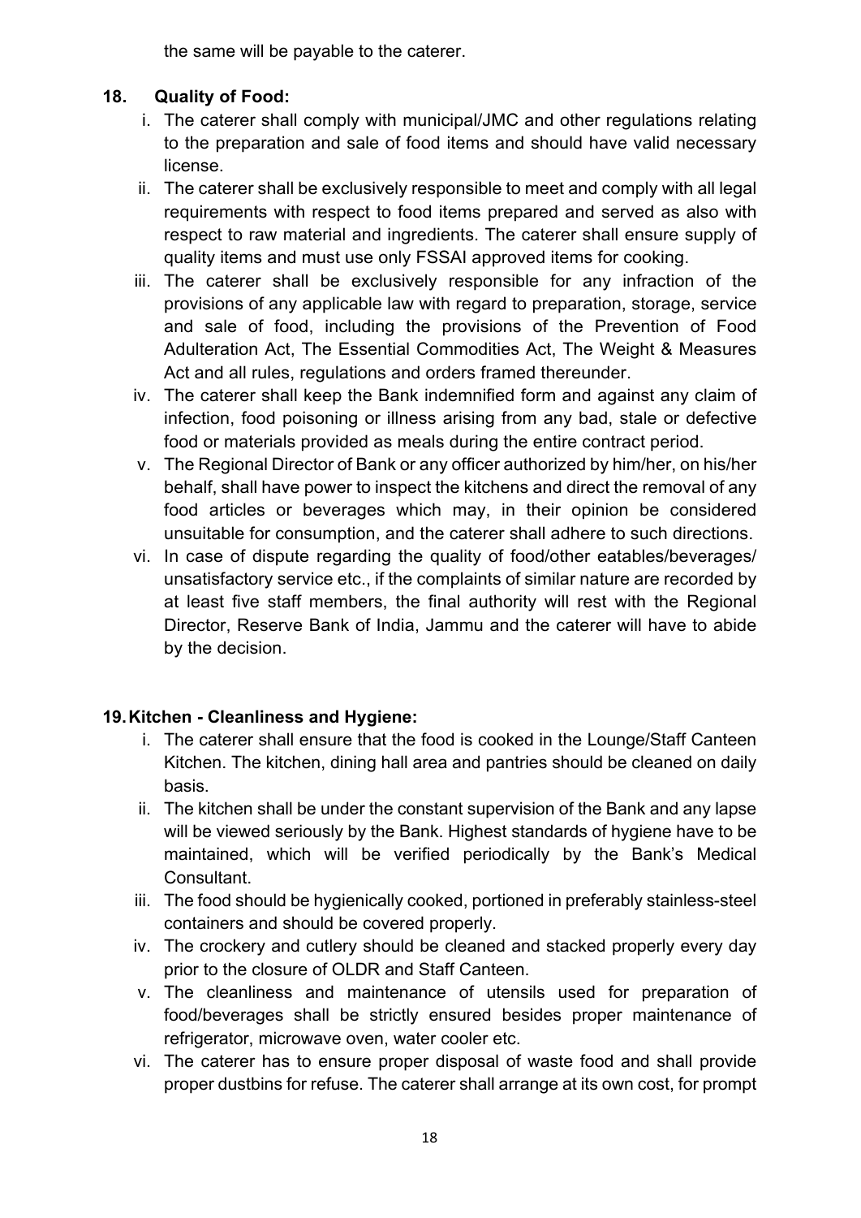the same will be payable to the caterer.

## 18. Quality of Food:

i. The caterer shall comply with municipal/JMC and other regulations relating to the preparation and sale of food items and should have valid necessary license.

ii. The caterer shall be exclusively responsible to meet and comply with all legal requirements with respect to food items prepared and served as also with respect to raw material and ingredients. The caterer shall ensure supply of quality items and must use only FSSAI approved items for cooking.

iii. The caterer shall be exclusively responsible for any infraction of the provisions of any applicable law with regard to preparation, storage, service and sale of food, including the provisions of the Prevention of Food Adulteration Act, The Essential Commodities Act, The Weight & Measures Act and all rules, regulations and orders framed thereunder.

iv. The caterer shall keep the Bank indemnified form and against any claim of infection, food poisoning or illness arising from any bad, stale or defective food or materials provided as meals during the entire contract period.

v. The Regional Director of Bank or any officer authorized by him/her, on his/her behalf, shall have power to inspect the kitchens and direct the removal of any food articles or beverages which may, in their opinion be considered unsuitable for consumption, and the caterer shall adhere to such directions.

vi. In case of dispute regarding the quality of food/other eatables/beverages/ unsatisfactory service etc., if the complaints of similar nature are recorded by at least five staff members, the final authority will rest with the Regional Director, Reserve Bank of India, Jammu and the caterer will have to abide by the decision.

## 19. Kitchen - Cleanliness and Hygiene:

i. The caterer shall ensure that the food is cooked in the Lounge/Staff Canteen Kitchen. The kitchen, dining hall area and pantries should be cleaned on daily basis.

ii. The kitchen shall be under the constant supervision of the Bank and any lapse will be viewed seriously by the Bank. Highest standards of hygiene have to be maintained, which will be verified periodically by the Bank's Medical Consultant.

iii. The food should be hygienically cooked, portioned in preferably stainless-steel containers and should be covered properly.

iv. The crockery and cutlery should be cleaned and stacked properly every day prior to the closure of OLDR and Staff Canteen.

v. The cleanliness and maintenance of utensils used for preparation of food/beverages shall be strictly ensured besides proper maintenance of refrigerator, microwave oven, water cooler etc.

vi. The caterer has to ensure proper disposal of waste food and shall provide proper dustbins for refuse. The caterer shall arrange at its own cost, for prompt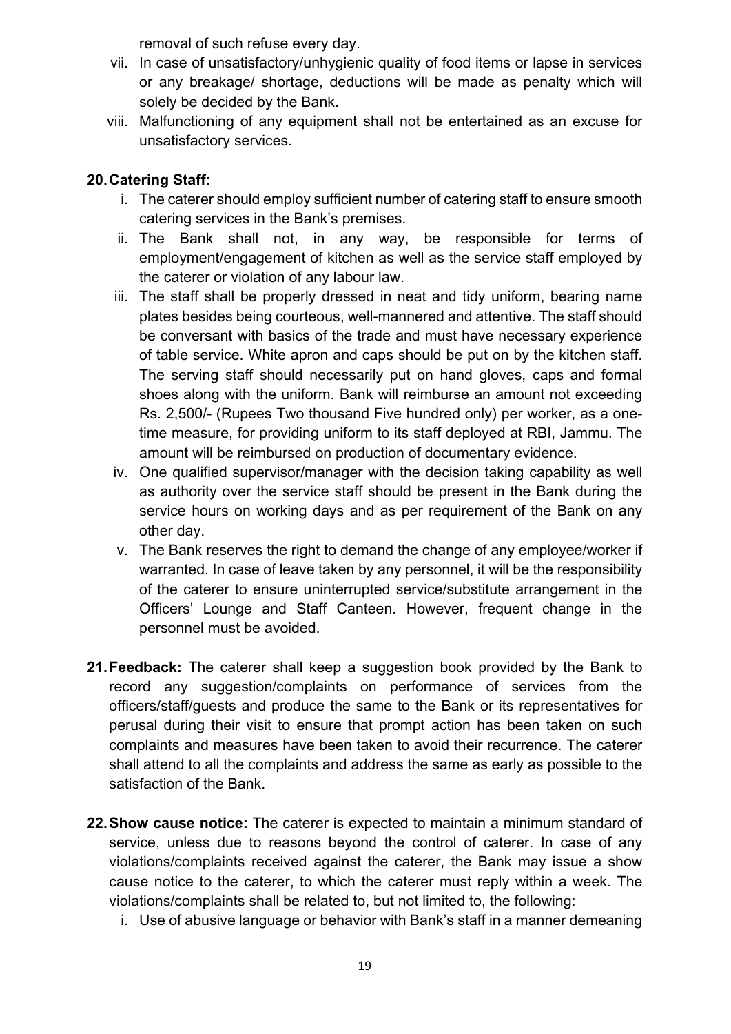removal of such refuse every day.

vii. In case of unsatisfactory/unhygienic quality of food items or lapse in services or any breakage/ shortage, deductions will be made as penalty which will solely be decided by the Bank.

viii. Malfunctioning of any equipment shall not be entertained as an excuse for unsatisfactory services.

**20. Catering Staff:**

i. The caterer should employ sufficient number of catering staff to ensure smooth catering services in the Bank's premises.

ii. The Bank shall not, in any way, be responsible for terms of employment/engagement of kitchen as well as the service staff employed by the caterer or violation of any labour law.

iii. The staff shall be properly dressed in neat and tidy uniform, bearing name plates besides being courteous, well-mannered and attentive. The staff should be conversant with basics of the trade and must have necessary experience of table service. White apron and caps should be put on by the kitchen staff. The serving staff should necessarily put on hand gloves, caps and formal shoes along with the uniform. Bank will reimburse an amount not exceeding Rs. 2,500/- (Rupees Two thousand Five hundred only) per worker, as a one-time measure, for providing uniform to its staff deployed at RBI, Jammu. The amount will be reimbursed on production of documentary evidence.

iv. One qualified supervisor/manager with the decision taking capability as well as authority over the service staff should be present in the Bank during the service hours on working days and as per requirement of the Bank on any other day.

v. The Bank reserves the right to demand the change of any employee/worker if warranted. In case of leave taken by any personnel, it will be the responsibility of the caterer to ensure uninterrupted service/substitute arrangement in the Officers' Lounge and Staff Canteen. However, frequent change in the personnel must be avoided.

**21. Feedback:** The caterer shall keep a suggestion book provided by the Bank to record any suggestion/complaints on performance of services from the officers/staff/guests and produce the same to the Bank or its representatives for perusal during their visit to ensure that prompt action has been taken on such complaints and measures have been taken to avoid their recurrence. The caterer shall attend to all the complaints and address the same as early as possible to the satisfaction of the Bank.

**22. Show cause notice:** The caterer is expected to maintain a minimum standard of service, unless due to reasons beyond the control of caterer. In case of any violations/complaints received against the caterer, the Bank may issue a show cause notice to the caterer, to which the caterer must reply within a week. The violations/complaints shall be related to, but not limited to, the following:

i. Use of abusive language or behavior with Bank's staff in a manner demeaning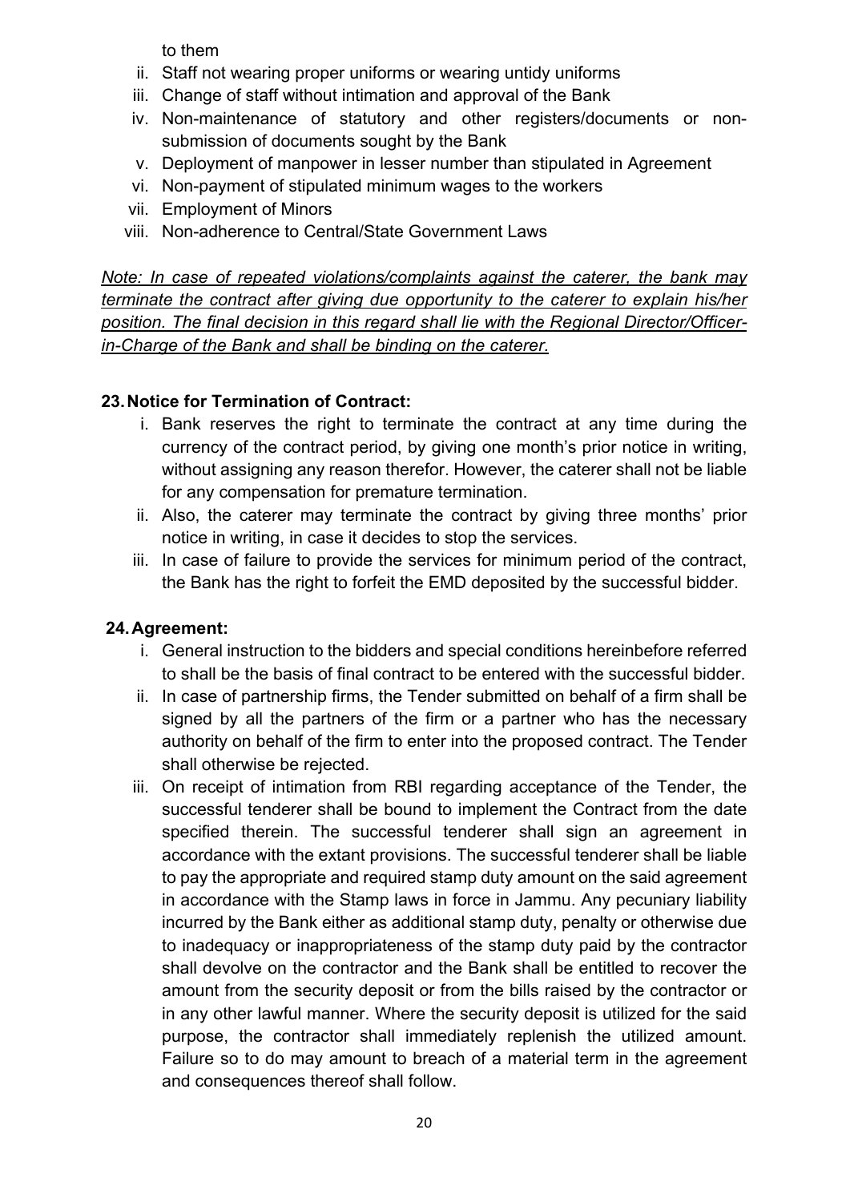to them

ii. Staff not wearing proper uniforms or wearing untidy uniforms
iii. Change of staff without intimation and approval of the Bank
iv. Non-maintenance of statutory and other registers/documents or non-submission of documents sought by the Bank
v. Deployment of manpower in lesser number than stipulated in Agreement
vi. Non-payment of stipulated minimum wages to the workers
vii. Employment of Minors
viii. Non-adherence to Central/State Government Laws

*Note: In case of repeated violations/complaints against the caterer, the bank may terminate the contract after giving due opportunity to the caterer to explain his/her position. The final decision in this regard shall lie with the Regional Director/Officer-in-Charge of the Bank and shall be binding on the caterer.*

**23. Notice for Termination of Contract:**

i. Bank reserves the right to terminate the contract at any time during the currency of the contract period, by giving one month's prior notice in writing, without assigning any reason therefor. However, the caterer shall not be liable for any compensation for premature termination.
ii. Also, the caterer may terminate the contract by giving three months' prior notice in writing, in case it decides to stop the services.
iii. In case of failure to provide the services for minimum period of the contract, the Bank has the right to forfeit the EMD deposited by the successful bidder.

**24. Agreement:**

i. General instruction to the bidders and special conditions hereinbefore referred to shall be the basis of final contract to be entered with the successful bidder.
ii. In case of partnership firms, the Tender submitted on behalf of a firm shall be signed by all the partners of the firm or a partner who has the necessary authority on behalf of the firm to enter into the proposed contract. The Tender shall otherwise be rejected.
iii. On receipt of intimation from RBI regarding acceptance of the Tender, the successful tenderer shall be bound to implement the Contract from the date specified therein. The successful tenderer shall sign an agreement in accordance with the extant provisions. The successful tenderer shall be liable to pay the appropriate and required stamp duty amount on the said agreement in accordance with the Stamp laws in force in Jammu. Any pecuniary liability incurred by the Bank either as additional stamp duty, penalty or otherwise due to inadequacy or inappropriateness of the stamp duty paid by the contractor shall devolve on the contractor and the Bank shall be entitled to recover the amount from the security deposit or from the bills raised by the contractor or in any other lawful manner. Where the security deposit is utilized for the said purpose, the contractor shall immediately replenish the utilized amount. Failure so to do may amount to breach of a material term in the agreement and consequences thereof shall follow.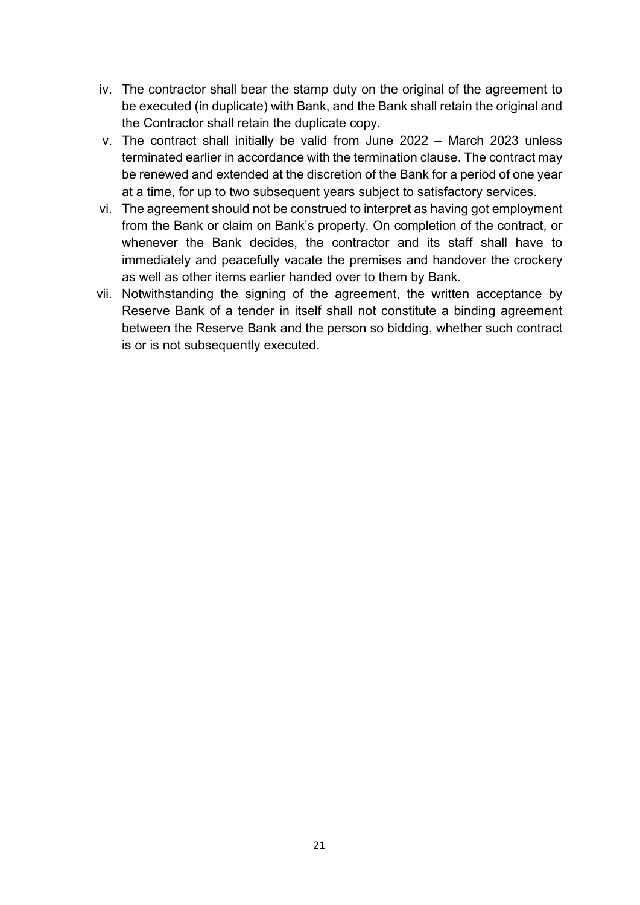iv. The contractor shall bear the stamp duty on the original of the agreement to be executed (in duplicate) with Bank, and the Bank shall retain the original and the Contractor shall retain the duplicate copy.

v. The contract shall initially be valid from June 2022 – March 2023 unless terminated earlier in accordance with the termination clause. The contract may be renewed and extended at the discretion of the Bank for a period of one year at a time, for up to two subsequent years subject to satisfactory services.

vi. The agreement should not be construed to interpret as having got employment from the Bank or claim on Bank's property. On completion of the contract, or whenever the Bank decides, the contractor and its staff shall have to immediately and peacefully vacate the premises and handover the crockery as well as other items earlier handed over to them by Bank.

vii. Notwithstanding the signing of the agreement, the written acceptance by Reserve Bank of a tender in itself shall not constitute a binding agreement between the Reserve Bank and the person so bidding, whether such contract is or is not subsequently executed.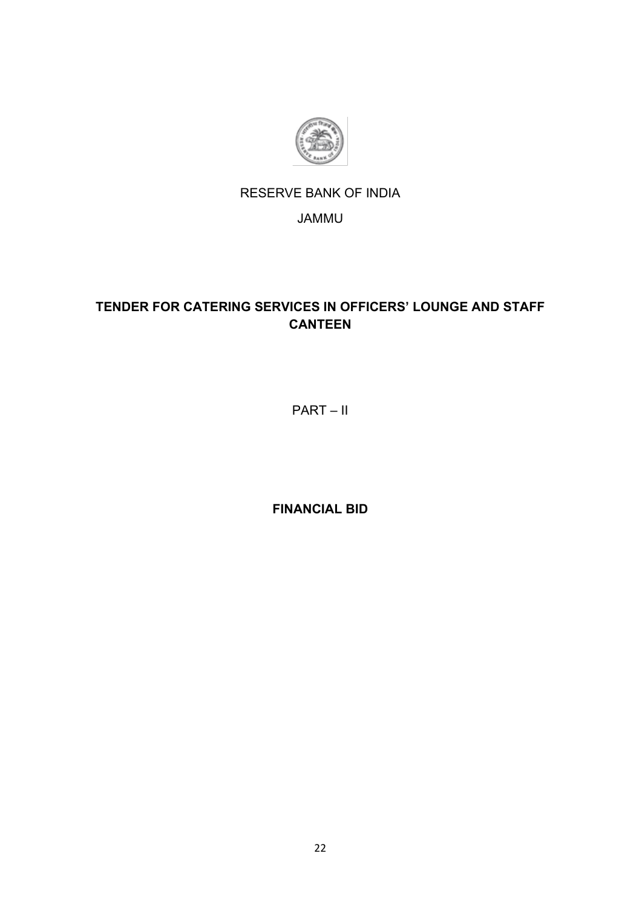RESERVE BANK OF INDIA

JAMMU

**TENDER FOR CATERING SERVICES IN OFFICERS' LOUNGE AND STAFF CANTEEN**

PART – II

**FINANCIAL BID**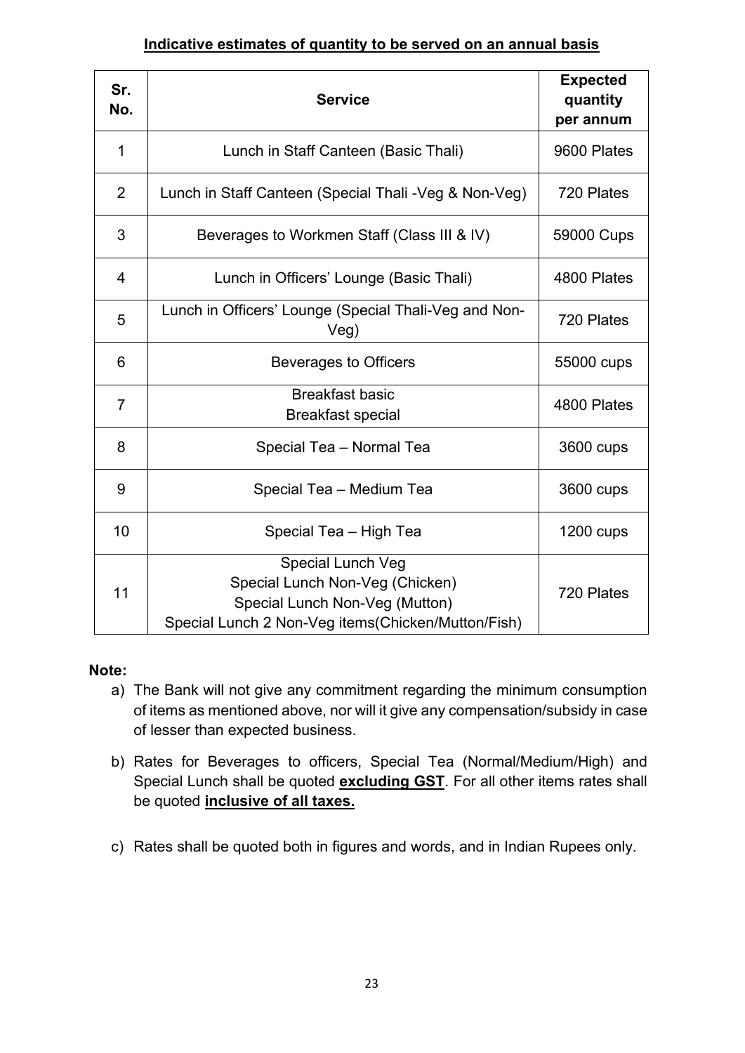**Indicative estimates of quantity to be served on an annual basis**

| Sr. No. | Service | Expected quantity per annum |
|---|---|---|
| 1 | Lunch in Staff Canteen (Basic Thali) | 9600 Plates |
| 2 | Lunch in Staff Canteen (Special Thali -Veg & Non-Veg) | 720 Plates |
| 3 | Beverages to Workmen Staff (Class III & IV) | 59000 Cups |
| 4 | Lunch in Officers' Lounge (Basic Thali) | 4800 Plates |
| 5 | Lunch in Officers' Lounge (Special Thali-Veg and Non-Veg) | 720 Plates |
| 6 | Beverages to Officers | 55000 cups |
| 7 | Breakfast basic<br>Breakfast special | 4800 Plates |
| 8 | Special Tea – Normal Tea | 3600 cups |
| 9 | Special Tea – Medium Tea | 3600 cups |
| 10 | Special Tea – High Tea | 1200 cups |
| 11 | Special Lunch Veg<br>Special Lunch Non-Veg (Chicken)<br>Special Lunch Non-Veg (Mutton)<br>Special Lunch 2 Non-Veg items(Chicken/Mutton/Fish) | 720 Plates |

**Note:**

a) The Bank will not give any commitment regarding the minimum consumption of items as mentioned above, nor will it give any compensation/subsidy in case of lesser than expected business.

b) Rates for Beverages to officers, Special Tea (Normal/Medium/High) and Special Lunch shall be quoted **excluding GST**. For all other items rates shall be quoted **inclusive of all taxes.**

c) Rates shall be quoted both in figures and words, and in Indian Rupees only.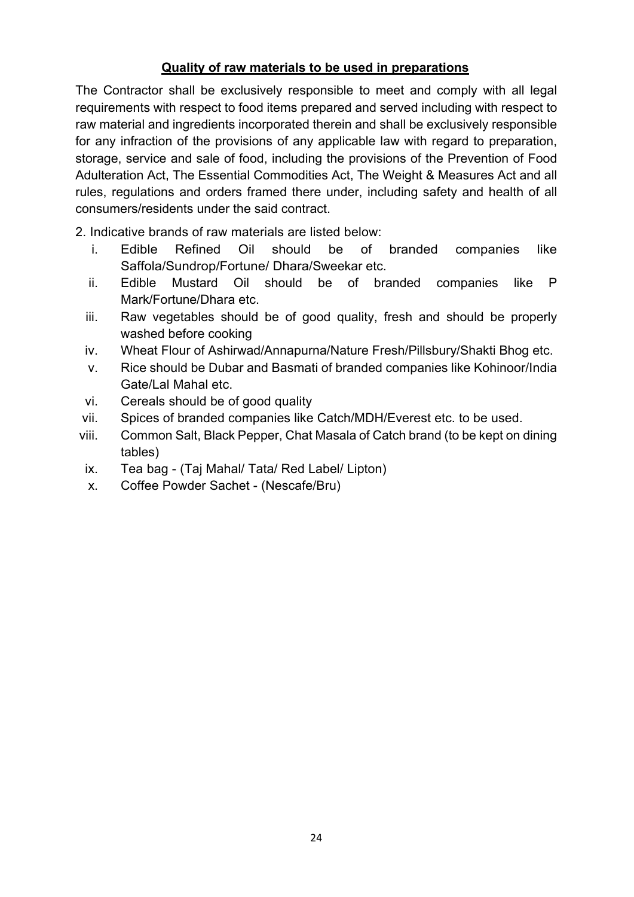## Quality of raw materials to be used in preparations

The Contractor shall be exclusively responsible to meet and comply with all legal requirements with respect to food items prepared and served including with respect to raw material and ingredients incorporated therein and shall be exclusively responsible for any infraction of the provisions of any applicable law with regard to preparation, storage, service and sale of food, including the provisions of the Prevention of Food Adulteration Act, The Essential Commodities Act, The Weight & Measures Act and all rules, regulations and orders framed there under, including safety and health of all consumers/residents under the said contract.

2. Indicative brands of raw materials are listed below:

i. Edible Refined Oil should be of branded companies like Saffola/Sundrop/Fortune/ Dhara/Sweekar etc.
ii. Edible Mustard Oil should be of branded companies like P Mark/Fortune/Dhara etc.
iii. Raw vegetables should be of good quality, fresh and should be properly washed before cooking
iv. Wheat Flour of Ashirwad/Annapurna/Nature Fresh/Pillsbury/Shakti Bhog etc.
v. Rice should be Dubar and Basmati of branded companies like Kohinoor/India Gate/Lal Mahal etc.
vi. Cereals should be of good quality
vii. Spices of branded companies like Catch/MDH/Everest etc. to be used.
viii. Common Salt, Black Pepper, Chat Masala of Catch brand (to be kept on dining tables)
ix. Tea bag - (Taj Mahal/ Tata/ Red Label/ Lipton)
x. Coffee Powder Sachet - (Nescafe/Bru)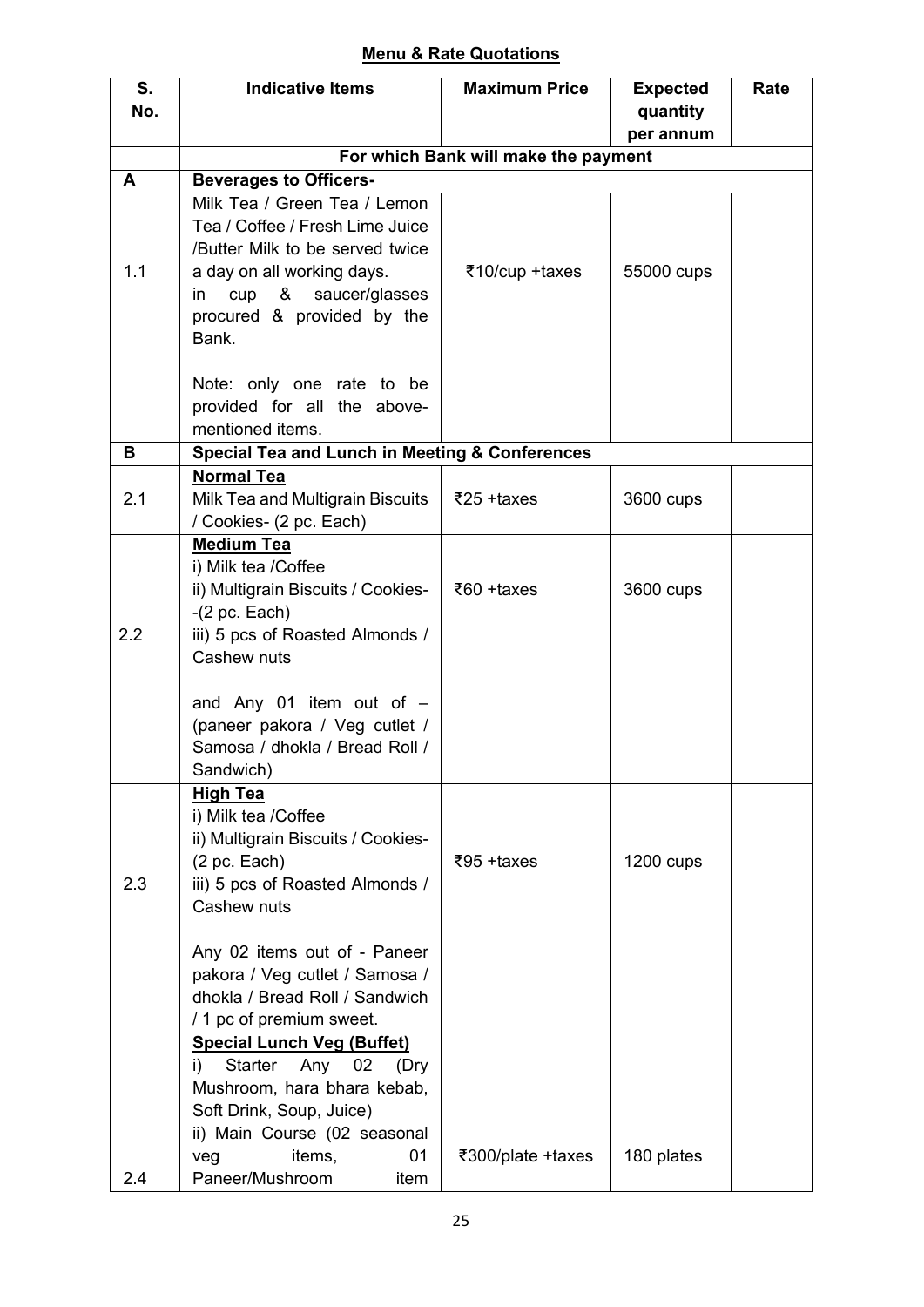## Menu & Rate Quotations

| S. No. | Indicative Items | Maximum Price | Expected quantity per annum | Rate |
|---|---|---|---|---|
| | **For which Bank will make the payment** | | | |
| **A** | **Beverages to Officers-** | | | |
| 1.1 | Milk Tea / Green Tea / Lemon Tea / Coffee / Fresh Lime Juice /Butter Milk to be served twice a day on all working days. in cup & saucer/glasses procured & provided by the Bank.<br><br>Note: only one rate to be provided for all the above-mentioned items. | ₹10/cup +taxes | 55000 cups | |
| **B** | **Special Tea and Lunch in Meeting & Conferences** | | | |
| 2.1 | **Normal Tea**<br>Milk Tea and Multigrain Biscuits / Cookies- (2 pc. Each) | ₹25 +taxes | 3600 cups | |
| 2.2 | **Medium Tea**<br>i) Milk tea /Coffee<br>ii) Multigrain Biscuits / Cookies- -(2 pc. Each)<br>iii) 5 pcs of Roasted Almonds / Cashew nuts<br><br>and Any 01 item out of – (paneer pakora / Veg cutlet / Samosa / dhokla / Bread Roll / Sandwich) | ₹60 +taxes | 3600 cups | |
| 2.3 | **High Tea**<br>i) Milk tea /Coffee<br>ii) Multigrain Biscuits / Cookies- (2 pc. Each)<br>iii) 5 pcs of Roasted Almonds / Cashew nuts<br><br>Any 02 items out of - Paneer pakora / Veg cutlet / Samosa / dhokla / Bread Roll / Sandwich / 1 pc of premium sweet. | ₹95 +taxes | 1200 cups | |
| 2.4 | **Special Lunch Veg (Buffet)**<br>i) Starter Any 02 (Dry Mushroom, hara bhara kebab, Soft Drink, Soup, Juice)<br>ii) Main Course (02 seasonal veg items, 01 Paneer/Mushroom item | ₹300/plate +taxes | 180 plates | |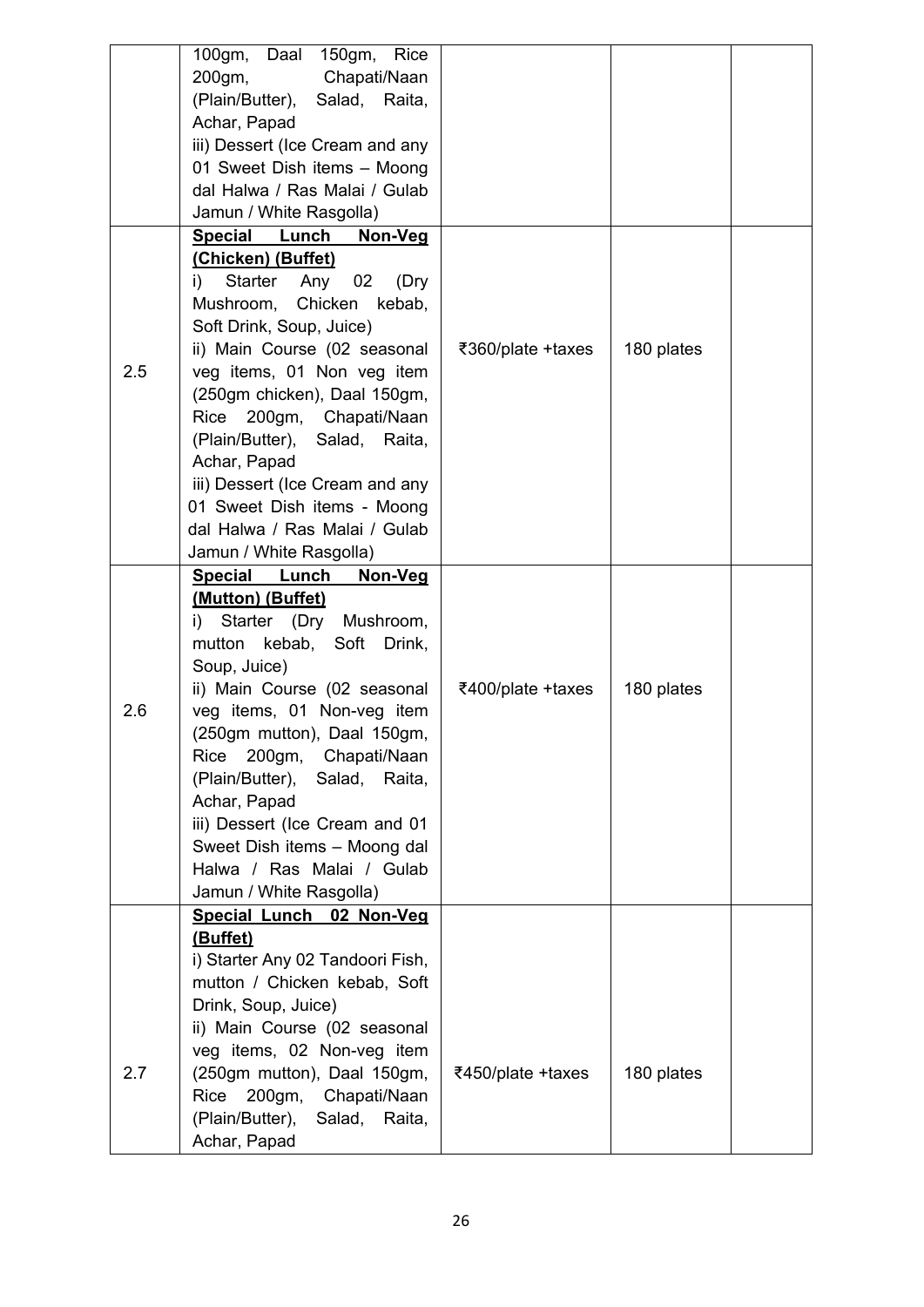| | | | | |
|---|---|---|---|---|
| | 100gm, Daal 150gm, Rice 200gm, Chapati/Naan (Plain/Butter), Salad, Raita, Achar, Papad<br>iii) Dessert (Ice Cream and any 01 Sweet Dish items – Moong dal Halwa / Ras Malai / Gulab Jamun / White Rasgolla) | | | |
| 2.5 | **<u>Special Lunch Non-Veg (Chicken) (Buffet)</u>**<br>i) Starter Any 02 (Dry Mushroom, Chicken kebab, Soft Drink, Soup, Juice)<br>ii) Main Course (02 seasonal veg items, 01 Non veg item (250gm chicken), Daal 150gm, Rice 200gm, Chapati/Naan (Plain/Butter), Salad, Raita, Achar, Papad<br>iii) Dessert (Ice Cream and any 01 Sweet Dish items - Moong dal Halwa / Ras Malai / Gulab Jamun / White Rasgolla) | ₹360/plate +taxes | 180 plates | |
| 2.6 | **<u>Special Lunch Non-Veg (Mutton) (Buffet)</u>**<br>i) Starter (Dry Mushroom, mutton kebab, Soft Drink, Soup, Juice)<br>ii) Main Course (02 seasonal veg items, 01 Non-veg item (250gm mutton), Daal 150gm, Rice 200gm, Chapati/Naan (Plain/Butter), Salad, Raita, Achar, Papad<br>iii) Dessert (Ice Cream and 01 Sweet Dish items – Moong dal Halwa / Ras Malai / Gulab Jamun / White Rasgolla) | ₹400/plate +taxes | 180 plates | |
| 2.7 | **<u>Special Lunch 02 Non-Veg (Buffet)</u>**<br>i) Starter Any 02 Tandoori Fish, mutton / Chicken kebab, Soft Drink, Soup, Juice)<br>ii) Main Course (02 seasonal veg items, 02 Non-veg item (250gm mutton), Daal 150gm, Rice 200gm, Chapati/Naan (Plain/Butter), Salad, Raita, Achar, Papad | ₹450/plate +taxes | 180 plates | |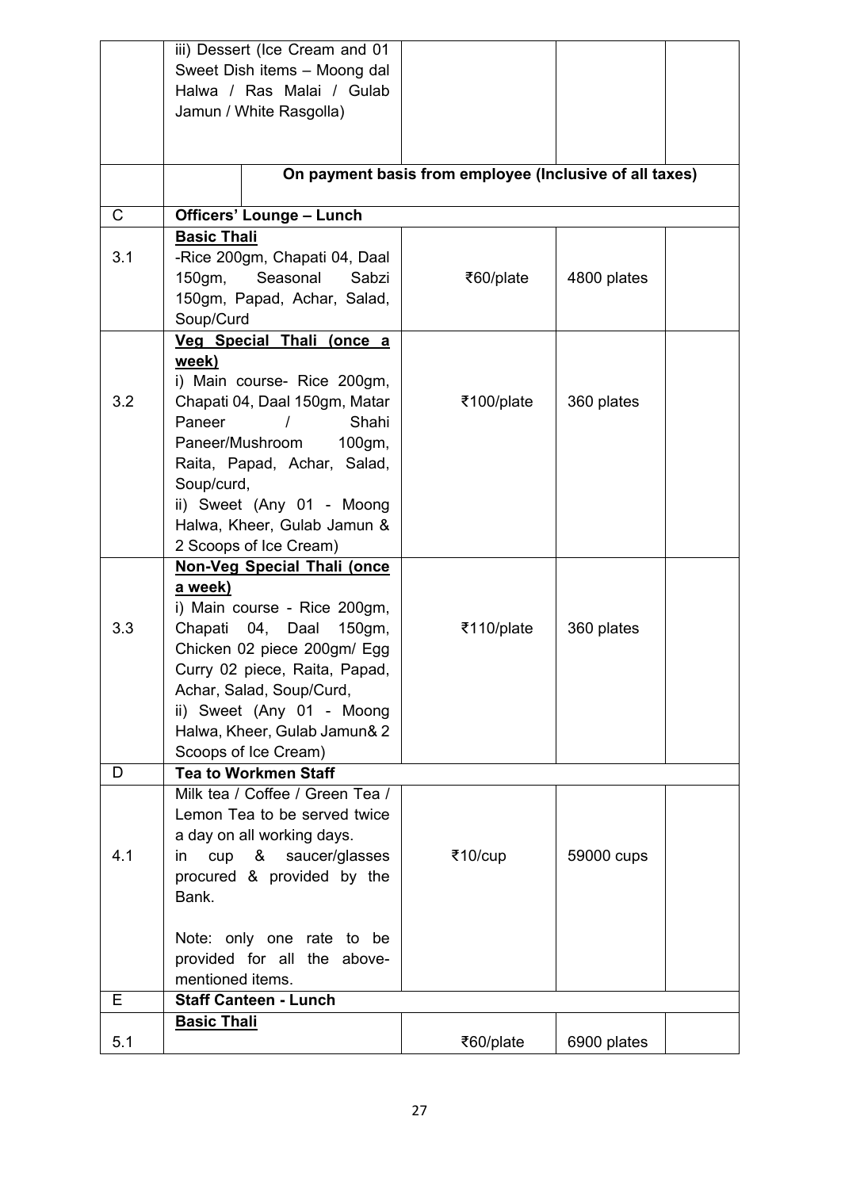| | | | | |
|---|---|---|---|---|
| | iii) Dessert (Ice Cream and 01 Sweet Dish items – Moong dal Halwa / Ras Malai / Gulab Jamun / White Rasgolla) | | | |
| | | **On payment basis from employee (Inclusive of all taxes)** | | |
| C | **Officers' Lounge – Lunch** | | | |
| 3.1 | **Basic Thali**<br>-Rice 200gm, Chapati 04, Daal 150gm, Seasonal Sabzi 150gm, Papad, Achar, Salad, Soup/Curd | ₹60/plate | 4800 plates | |
| 3.2 | **Veg Special Thali (once a week)**<br>i) Main course- Rice 200gm, Chapati 04, Daal 150gm, Matar Paneer / Shahi Paneer/Mushroom 100gm, Raita, Papad, Achar, Salad, Soup/curd,<br>ii) Sweet (Any 01 - Moong Halwa, Kheer, Gulab Jamun & 2 Scoops of Ice Cream) | ₹100/plate | 360 plates | |
| 3.3 | **Non-Veg Special Thali (once a week)**<br>i) Main course - Rice 200gm, Chapati 04, Daal 150gm, Chicken 02 piece 200gm/ Egg Curry 02 piece, Raita, Papad, Achar, Salad, Soup/Curd,<br>ii) Sweet (Any 01 - Moong Halwa, Kheer, Gulab Jamun& 2 Scoops of Ice Cream) | ₹110/plate | 360 plates | |
| D | **Tea to Workmen Staff** | | | |
| 4.1 | Milk tea / Coffee / Green Tea / Lemon Tea to be served twice a day on all working days. in cup & saucer/glasses procured & provided by the Bank.<br><br>Note: only one rate to be provided for all the above-mentioned items. | ₹10/cup | 59000 cups | |
| E | **Staff Canteen - Lunch** | | | |
| 5.1 | **Basic Thali** | ₹60/plate | 6900 plates | |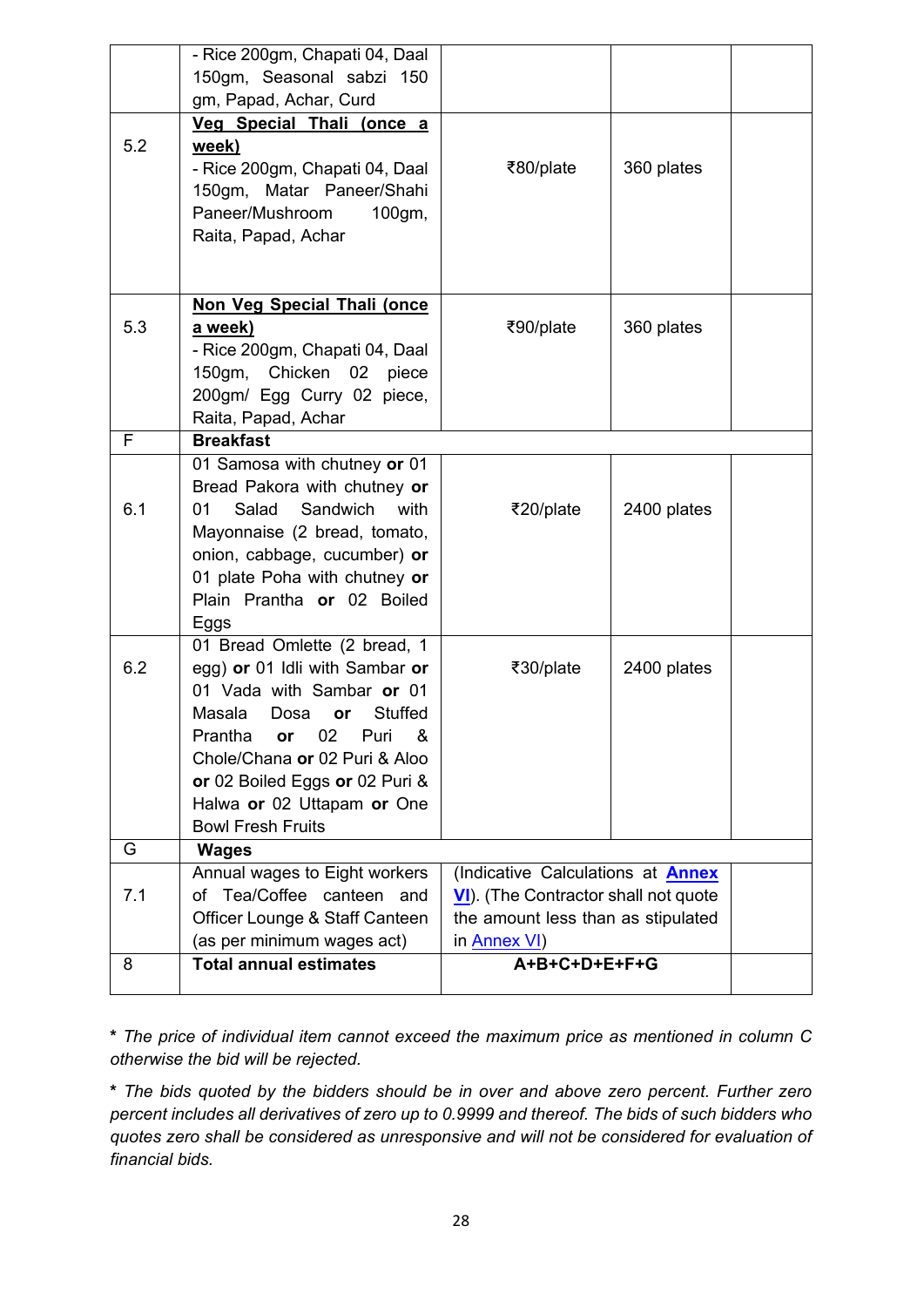|  |  |  |  |  |
|---|---|---|---|---|
|  | - Rice 200gm, Chapati 04, Daal 150gm, Seasonal sabzi 150 gm, Papad, Achar, Curd |  |  |  |
| 5.2 | **Veg Special Thali (once a week)**<br>- Rice 200gm, Chapati 04, Daal 150gm, Matar Paneer/Shahi Paneer/Mushroom 100gm, Raita, Papad, Achar | ₹80/plate | 360 plates |  |
| 5.3 | **Non Veg Special Thali (once a week)**<br>- Rice 200gm, Chapati 04, Daal 150gm, Chicken 02 piece 200gm/ Egg Curry 02 piece, Raita, Papad, Achar | ₹90/plate | 360 plates |  |
| F | **Breakfast** |  |  |  |
| 6.1 | 01 Samosa with chutney **or** 01 Bread Pakora with chutney **or** 01 Salad Sandwich with Mayonnaise (2 bread, tomato, onion, cabbage, cucumber) **or** 01 plate Poha with chutney **or** Plain Prantha **or** 02 Boiled Eggs | ₹20/plate | 2400 plates |  |
| 6.2 | 01 Bread Omlette (2 bread, 1 egg) **or** 01 Idli with Sambar **or** 01 Vada with Sambar **or** 01 Masala Dosa **or** Stuffed Prantha **or** 02 Puri & Chole/Chana **or** 02 Puri & Aloo **or** 02 Boiled Eggs **or** 02 Puri & Halwa **or** 02 Uttapam **or** One Bowl Fresh Fruits | ₹30/plate | 2400 plates |  |
| G | **Wages** |  |  |  |
| 7.1 | Annual wages to Eight workers of Tea/Coffee canteen and Officer Lounge & Staff Canteen (as per minimum wages act) | (Indicative Calculations at **Annex VI**). (The Contractor shall not quote the amount less than as stipulated in Annex VI) |  |  |
| 8 | **Total annual estimates** | **A+B+C+D+E+F+G** |  |  |

**\*** *The price of individual item cannot exceed the maximum price as mentioned in column C otherwise the bid will be rejected.*

**\*** *The bids quoted by the bidders should be in over and above zero percent. Further zero percent includes all derivatives of zero up to 0.9999 and thereof. The bids of such bidders who quotes zero shall be considered as unresponsive and will not be considered for evaluation of financial bids.*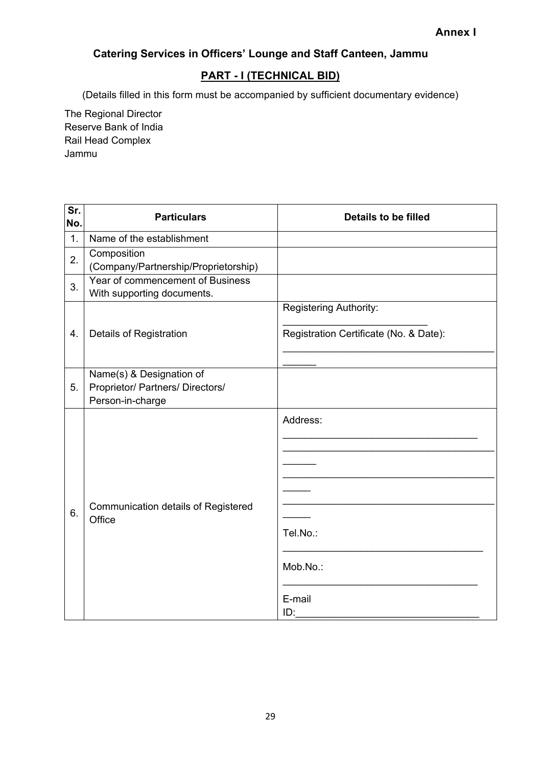**Annex I**

## Catering Services in Officers' Lounge and Staff Canteen, Jammu

## PART - I (TECHNICAL BID)

(Details filled in this form must be accompanied by sufficient documentary evidence)

The Regional Director
Reserve Bank of India
Rail Head Complex
Jammu

| Sr. No. | Particulars | Details to be filled |
|---|---|---|
| 1. | Name of the establishment | |
| 2. | Composition (Company/Partnership/Proprietorship) | |
| 3. | Year of commencement of Business With supporting documents. | |
| 4. | Details of Registration | Registering Authority: __________________________ Registration Certificate (No. & Date): ____________________________________________ |
| 5. | Name(s) & Designation of Proprietor/ Partners/ Directors/ Person-in-charge | |
| 6. | Communication details of Registered Office | Address: ____________________________________ ____________________________________________ ____________________________________________ ____________________________________________ Tel.No.: _____________________________________ Mob.No.: ____________________________________ E-mail ID:_________________________________ |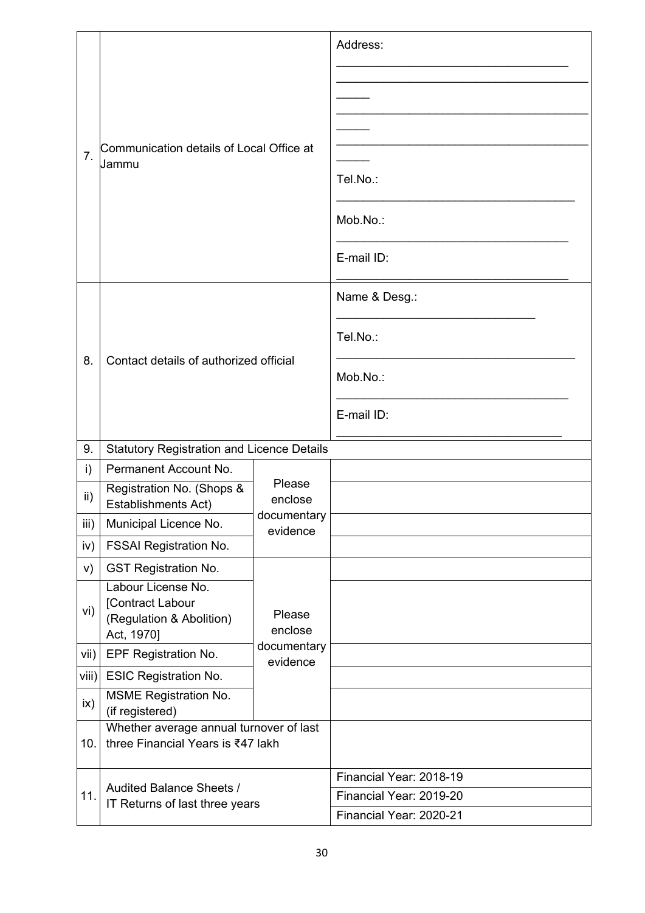| | | | |
|---|---|---|---|
| 7. | Communication details of Local Office at Jammu | | Address: ___________________________________ ________________________________________ _____ ________________________________________ _____ ________________________________________ _____ Tel.No.: _____________________________________ Mob.No.: ___________________________________ E-mail ID: ___________________________________ |
| 8. | Contact details of authorized official | | Name & Desg.: ______________________________ Tel.No.: _____________________________________ Mob.No.: ___________________________________ E-mail ID: __________________________________ |
| 9. | Statutory Registration and Licence Details | | |
| i) | Permanent Account No. | Please enclose documentary evidence | |
| ii) | Registration No. (Shops & Establishments Act) | | |
| iii) | Municipal Licence No. | | |
| iv) | FSSAI Registration No. | | |
| v) | GST Registration No. | Please enclose documentary evidence | |
| vi) | Labour License No. [Contract Labour (Regulation & Abolition) Act, 1970] | | |
| vii) | EPF Registration No. | | |
| viii) | ESIC Registration No. | | |
| ix) | MSME Registration No. (if registered) | | |
| 10. | Whether average annual turnover of last three Financial Years is ₹47 lakh | | |
| 11. | Audited Balance Sheets / IT Returns of last three years | | Financial Year: 2018-19 |
| | | | Financial Year: 2019-20 |
| | | | Financial Year: 2020-21 |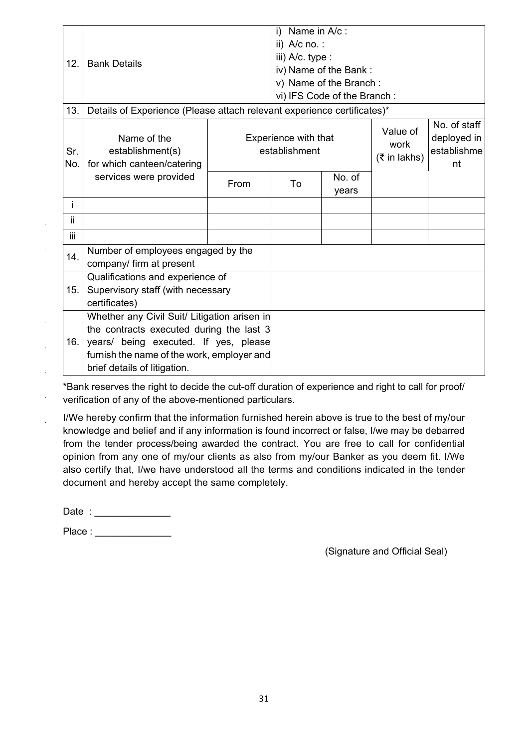| 12. | Bank Details | | i) Name in A/c :<br>ii) A/c no. :<br>iii) A/c. type :<br>iv) Name of the Bank :<br>v) Name of the Branch :<br>vi) IFS Code of the Branch : | | | |
|---|---|---|---|---|---|---|
| 13. | Details of Experience (Please attach relevant experience certificates)* | | | | | |
| Sr. No. | Name of the establishment(s) for which canteen/catering services were provided | Experience with that establishment | | | Value of work (₹ in lakhs) | No. of staff deployed in establishment |
| | | From | To | No. of years | | |
| i | | | | | | |
| ii | | | | | | |
| iii | | | | | | |
| 14. | Number of employees engaged by the company/ firm at present | | | | | |
| 15. | Qualifications and experience of Supervisory staff (with necessary certificates) | | | | | |
| 16. | Whether any Civil Suit/ Litigation arisen in the contracts executed during the last 3 years/ being executed. If yes, please furnish the name of the work, employer and brief details of litigation. | | | | | |

*Bank reserves the right to decide the cut-off duration of experience and right to call for proof/ verification of any of the above-mentioned particulars.

I/We hereby confirm that the information furnished herein above is true to the best of my/our knowledge and belief and if any information is found incorrect or false, I/we may be debarred from the tender process/being awarded the contract. You are free to call for confidential opinion from any one of my/our clients as also from my/our Banker as you deem fit. I/We also certify that, I/we have understood all the terms and conditions indicated in the tender document and hereby accept the same completely.

Date : ______________

Place : ______________

(Signature and Official Seal)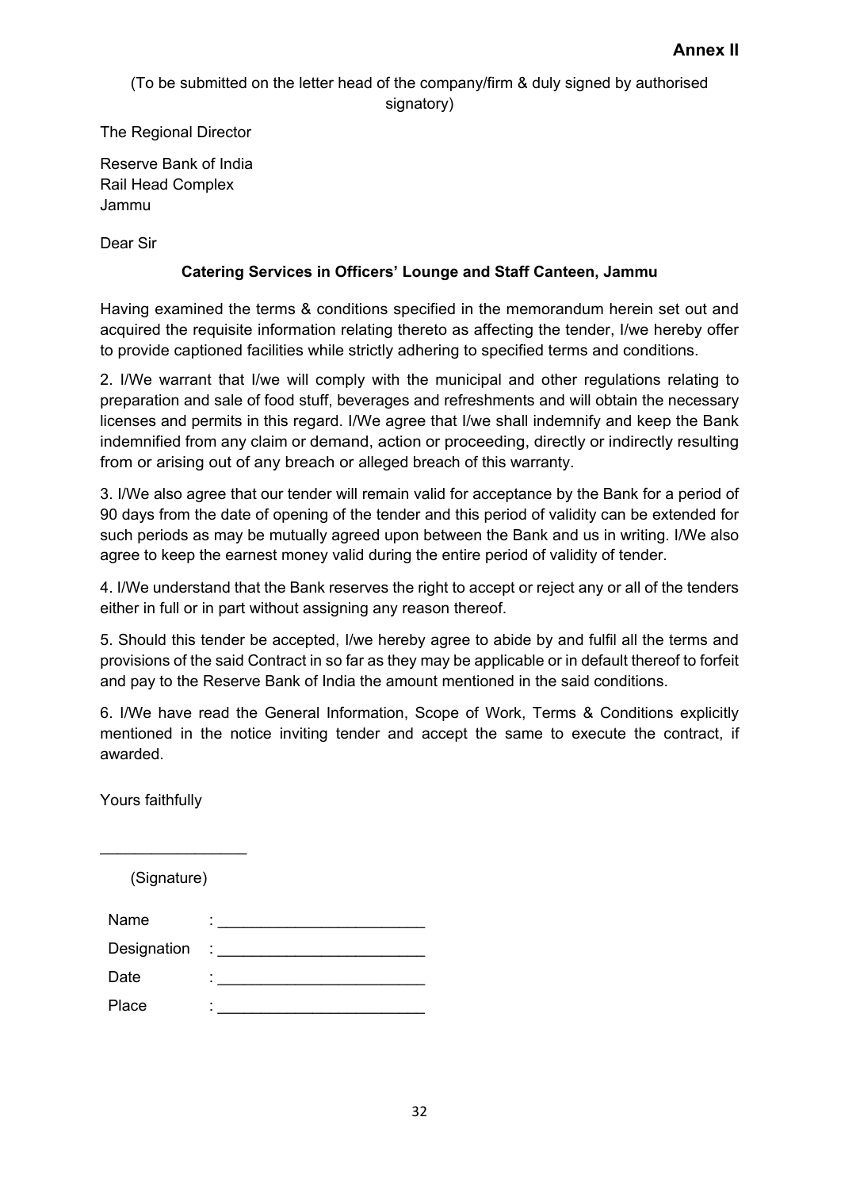**Annex II**

(To be submitted on the letter head of the company/firm & duly signed by authorised signatory)

The Regional Director

Reserve Bank of India
Rail Head Complex
Jammu

Dear Sir

**Catering Services in Officers' Lounge and Staff Canteen, Jammu**

Having examined the terms & conditions specified in the memorandum herein set out and acquired the requisite information relating thereto as affecting the tender, I/we hereby offer to provide captioned facilities while strictly adhering to specified terms and conditions.

2. I/We warrant that I/we will comply with the municipal and other regulations relating to preparation and sale of food stuff, beverages and refreshments and will obtain the necessary licenses and permits in this regard. I/We agree that I/we shall indemnify and keep the Bank indemnified from any claim or demand, action or proceeding, directly or indirectly resulting from or arising out of any breach or alleged breach of this warranty.

3. I/We also agree that our tender will remain valid for acceptance by the Bank for a period of 90 days from the date of opening of the tender and this period of validity can be extended for such periods as may be mutually agreed upon between the Bank and us in writing. I/We also agree to keep the earnest money valid during the entire period of validity of tender.

4. I/We understand that the Bank reserves the right to accept or reject any or all of the tenders either in full or in part without assigning any reason thereof.

5. Should this tender be accepted, I/we hereby agree to abide by and fulfil all the terms and provisions of the said Contract in so far as they may be applicable or in default thereof to forfeit and pay to the Reserve Bank of India the amount mentioned in the said conditions.

6. I/We have read the General Information, Scope of Work, Terms & Conditions explicitly mentioned in the notice inviting tender and accept the same to execute the contract, if awarded.

Yours faithfully

\_\_\_\_\_\_\_\_\_\_\_\_\_\_\_\_\_

(Signature)

Name : \_\_\_\_\_\_\_\_\_\_\_\_\_\_\_\_\_\_\_\_\_\_\_\_

Designation : \_\_\_\_\_\_\_\_\_\_\_\_\_\_\_\_\_\_\_\_\_\_\_\_

Date : \_\_\_\_\_\_\_\_\_\_\_\_\_\_\_\_\_\_\_\_\_\_\_\_

Place : \_\_\_\_\_\_\_\_\_\_\_\_\_\_\_\_\_\_\_\_\_\_\_\_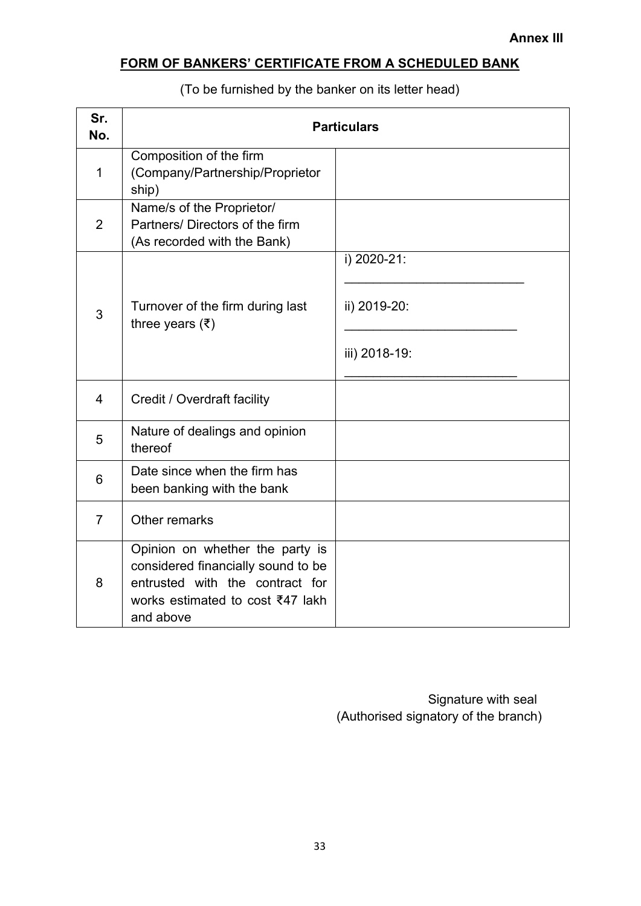**Annex III**

## FORM OF BANKERS' CERTIFICATE FROM A SCHEDULED BANK

(To be furnished by the banker on its letter head)

| Sr. No. | Particulars | |
|---|---|---|
| 1 | Composition of the firm (Company/Partnership/Proprietor ship) | |
| 2 | Name/s of the Proprietor/ Partners/ Directors of the firm (As recorded with the Bank) | |
| 3 | Turnover of the firm during last three years (₹) | i) 2020-21: ________________________ <br> ii) 2019-20: ________________________ <br> iii) 2018-19: ________________________ |
| 4 | Credit / Overdraft facility | |
| 5 | Nature of dealings and opinion thereof | |
| 6 | Date since when the firm has been banking with the bank | |
| 7 | Other remarks | |
| 8 | Opinion on whether the party is considered financially sound to be entrusted with the contract for works estimated to cost ₹47 lakh and above | |

Signature with seal
(Authorised signatory of the branch)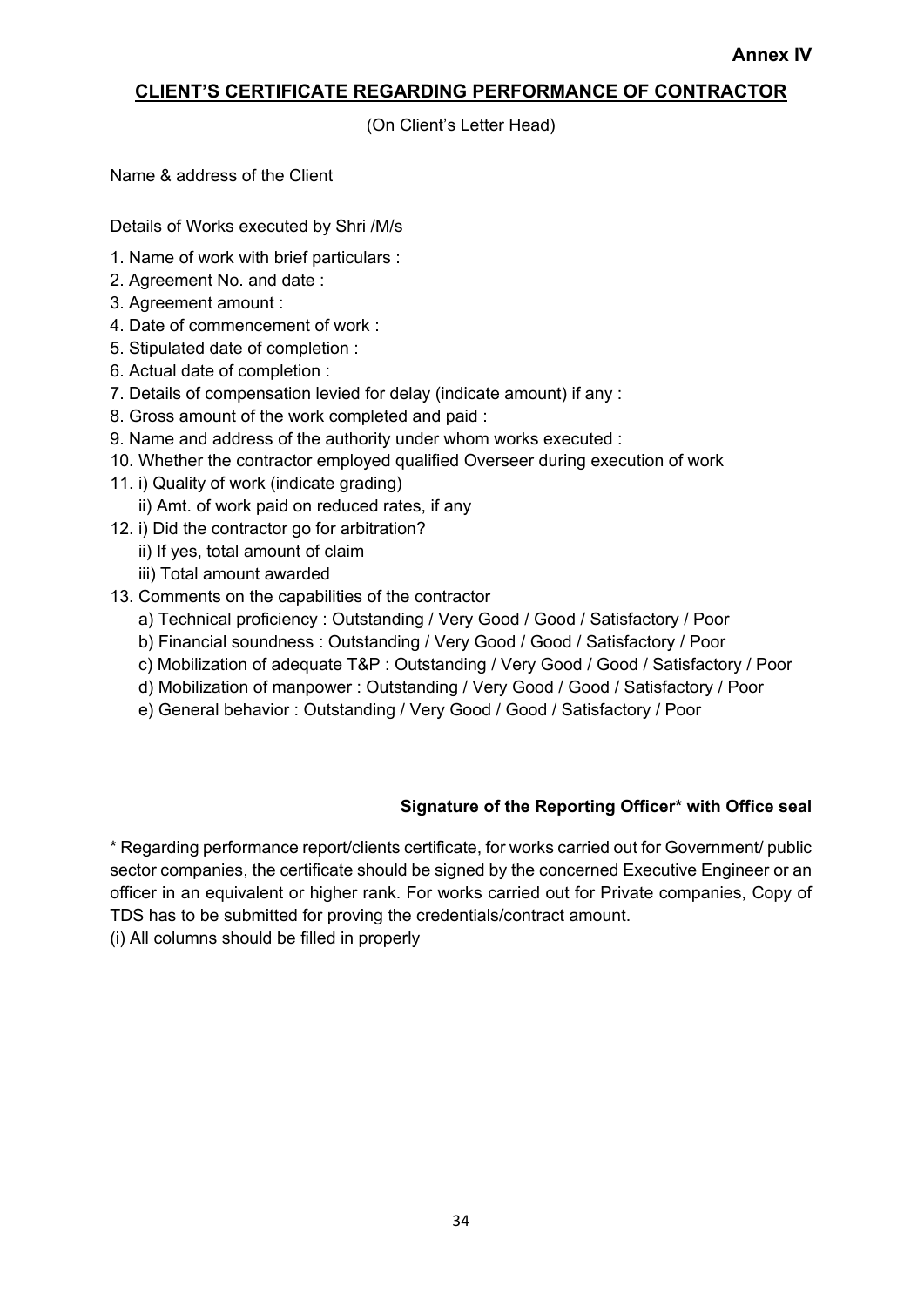**Annex IV**

## CLIENT'S CERTIFICATE REGARDING PERFORMANCE OF CONTRACTOR

(On Client's Letter Head)

Name & address of the Client

Details of Works executed by Shri /M/s

1. Name of work with brief particulars :
2. Agreement No. and date :
3. Agreement amount :
4. Date of commencement of work :
5. Stipulated date of completion :
6. Actual date of completion :
7. Details of compensation levied for delay (indicate amount) if any :
8. Gross amount of the work completed and paid :
9. Name and address of the authority under whom works executed :
10. Whether the contractor employed qualified Overseer during execution of work
11. i) Quality of work (indicate grading)
    ii) Amt. of work paid on reduced rates, if any
12. i) Did the contractor go for arbitration?
    ii) If yes, total amount of claim
    iii) Total amount awarded
13. Comments on the capabilities of the contractor
    a) Technical proficiency : Outstanding / Very Good / Good / Satisfactory / Poor
    b) Financial soundness : Outstanding / Very Good / Good / Satisfactory / Poor
    c) Mobilization of adequate T&P : Outstanding / Very Good / Good / Satisfactory / Poor
    d) Mobilization of manpower : Outstanding / Very Good / Good / Satisfactory / Poor
    e) General behavior : Outstanding / Very Good / Good / Satisfactory / Poor

**Signature of the Reporting Officer* with Office seal**

* Regarding performance report/clients certificate, for works carried out for Government/ public sector companies, the certificate should be signed by the concerned Executive Engineer or an officer in an equivalent or higher rank. For works carried out for Private companies, Copy of TDS has to be submitted for proving the credentials/contract amount.

(i) All columns should be filled in properly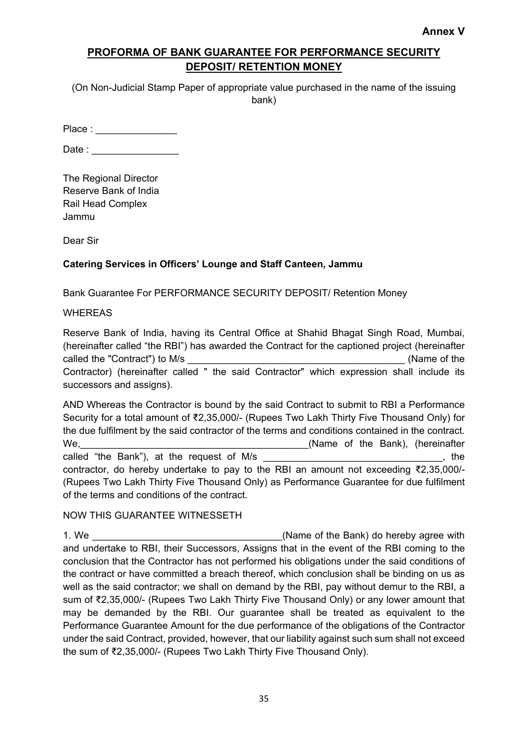**Annex V**

## PROFORMA OF BANK GUARANTEE FOR PERFORMANCE SECURITY DEPOSIT/ RETENTION MONEY

(On Non-Judicial Stamp Paper of appropriate value purchased in the name of the issuing bank)

Place : _______________

Date : ________________

The Regional Director
Reserve Bank of India
Rail Head Complex
Jammu

Dear Sir

**Catering Services in Officers' Lounge and Staff Canteen, Jammu**

Bank Guarantee For PERFORMANCE SECURITY DEPOSIT/ Retention Money

WHEREAS

Reserve Bank of India, having its Central Office at Shahid Bhagat Singh Road, Mumbai, (hereinafter called "the RBI") has awarded the Contract for the captioned project (hereinafter called the "Contract") to M/s ________________________________________ (Name of the Contractor) (hereinafter called " the said Contractor" which expression shall include its successors and assigns).

AND Whereas the Contractor is bound by the said Contract to submit to RBI a Performance Security for a total amount of ₹2,35,000/- (Rupees Two Lakh Thirty Five Thousand Only) for the due fulfilment by the said contractor of the terms and conditions contained in the contract. We,__________________________________________(Name of the Bank), (hereinafter called "the Bank"), at the request of M/s _________________________________, the contractor, do hereby undertake to pay to the RBI an amount not exceeding ₹2,35,000/- (Rupees Two Lakh Thirty Five Thousand Only) as Performance Guarantee for due fulfilment of the terms and conditions of the contract.

NOW THIS GUARANTEE WITNESSETH

1. We ___________________________________(Name of the Bank) do hereby agree with and undertake to RBI, their Successors, Assigns that in the event of the RBI coming to the conclusion that the Contractor has not performed his obligations under the said conditions of the contract or have committed a breach thereof, which conclusion shall be binding on us as well as the said contractor; we shall on demand by the RBI, pay without demur to the RBI, a sum of ₹2,35,000/- (Rupees Two Lakh Thirty Five Thousand Only) or any lower amount that may be demanded by the RBI. Our guarantee shall be treated as equivalent to the Performance Guarantee Amount for the due performance of the obligations of the Contractor under the said Contract, provided, however, that our liability against such sum shall not exceed the sum of ₹2,35,000/- (Rupees Two Lakh Thirty Five Thousand Only).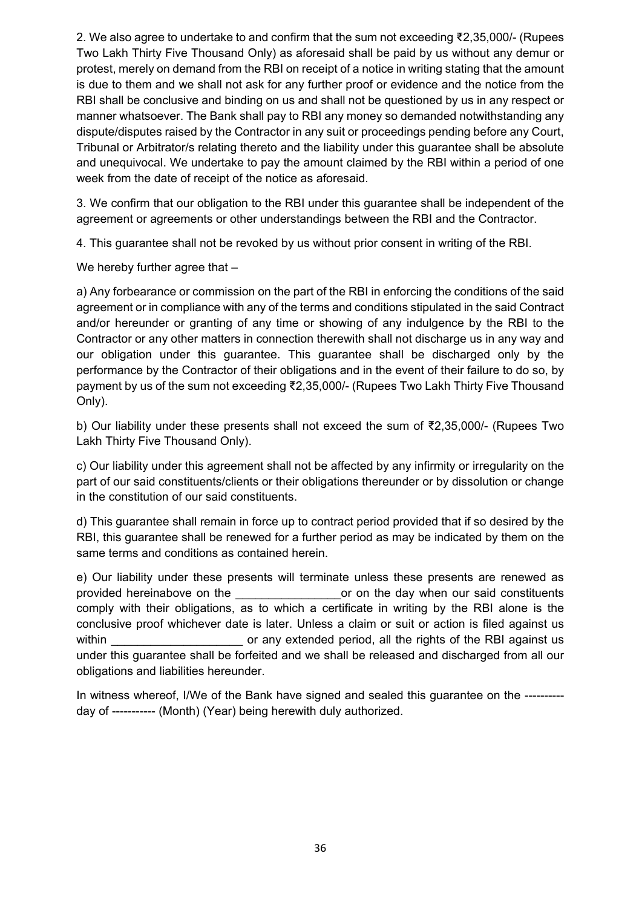2. We also agree to undertake to and confirm that the sum not exceeding ₹2,35,000/- (Rupees Two Lakh Thirty Five Thousand Only) as aforesaid shall be paid by us without any demur or protest, merely on demand from the RBI on receipt of a notice in writing stating that the amount is due to them and we shall not ask for any further proof or evidence and the notice from the RBI shall be conclusive and binding on us and shall not be questioned by us in any respect or manner whatsoever. The Bank shall pay to RBI any money so demanded notwithstanding any dispute/disputes raised by the Contractor in any suit or proceedings pending before any Court, Tribunal or Arbitrator/s relating thereto and the liability under this guarantee shall be absolute and unequivocal. We undertake to pay the amount claimed by the RBI within a period of one week from the date of receipt of the notice as aforesaid.

3. We confirm that our obligation to the RBI under this guarantee shall be independent of the agreement or agreements or other understandings between the RBI and the Contractor.

4. This guarantee shall not be revoked by us without prior consent in writing of the RBI.

We hereby further agree that –

a) Any forbearance or commission on the part of the RBI in enforcing the conditions of the said agreement or in compliance with any of the terms and conditions stipulated in the said Contract and/or hereunder or granting of any time or showing of any indulgence by the RBI to the Contractor or any other matters in connection therewith shall not discharge us in any way and our obligation under this guarantee. This guarantee shall be discharged only by the performance by the Contractor of their obligations and in the event of their failure to do so, by payment by us of the sum not exceeding ₹2,35,000/- (Rupees Two Lakh Thirty Five Thousand Only).

b) Our liability under these presents shall not exceed the sum of ₹2,35,000/- (Rupees Two Lakh Thirty Five Thousand Only).

c) Our liability under this agreement shall not be affected by any infirmity or irregularity on the part of our said constituents/clients or their obligations thereunder or by dissolution or change in the constitution of our said constituents.

d) This guarantee shall remain in force up to contract period provided that if so desired by the RBI, this guarantee shall be renewed for a further period as may be indicated by them on the same terms and conditions as contained herein.

e) Our liability under these presents will terminate unless these presents are renewed as provided hereinabove on the ________________or on the day when our said constituents comply with their obligations, as to which a certificate in writing by the RBI alone is the conclusive proof whichever date is later. Unless a claim or suit or action is filed against us within ____________________ or any extended period, all the rights of the RBI against us under this guarantee shall be forfeited and we shall be released and discharged from all our obligations and liabilities hereunder.

In witness whereof, I/We of the Bank have signed and sealed this guarantee on the ---------- day of ----------- (Month) (Year) being herewith duly authorized.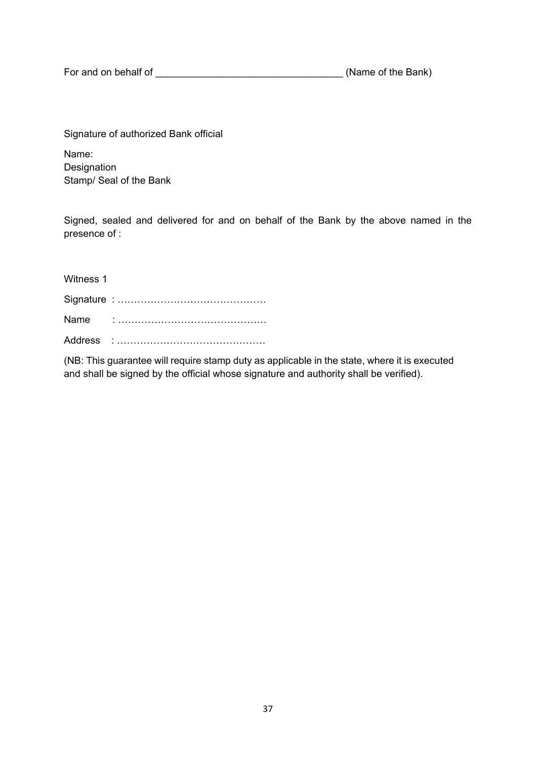For and on behalf of _________________________________ (Name of the Bank)

Signature of authorized Bank official

Name:
Designation
Stamp/ Seal of the Bank

Signed, sealed and delivered for and on behalf of the Bank by the above named in the presence of :

Witness 1

Signature : ………………………………………

Name : ………………………………………

Address : ………………………………………

(NB: This guarantee will require stamp duty as applicable in the state, where it is executed and shall be signed by the official whose signature and authority shall be verified).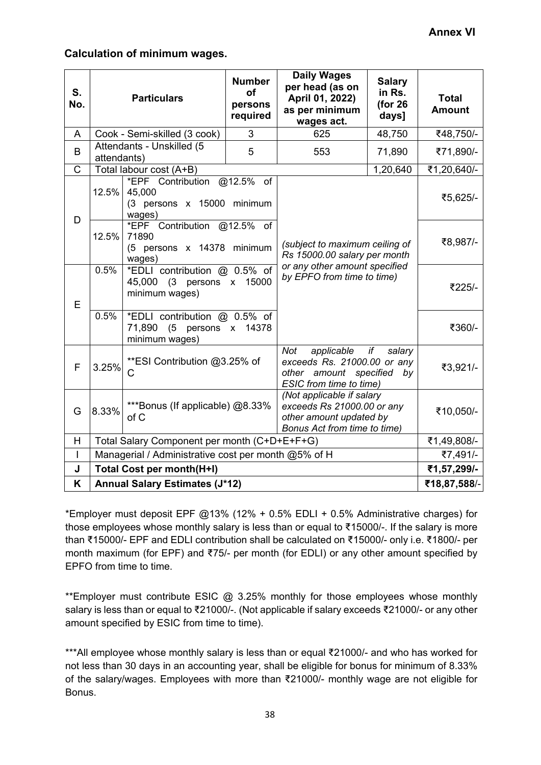**Annex VI**

**Calculation of minimum wages.**

| S. No. | | Particulars | Number of persons required | Daily Wages per head (as on April 01, 2022) as per minimum wages act. | Salary in Rs. (for 26 days] | Total Amount |
|---|---|---|---|---|---|---|
| A | Cook - Semi-skilled (3 cook) | | 3 | 625 | 48,750 | ₹48,750/- |
| B | Attendants - Unskilled (5 attendants) | | 5 | 553 | 71,890 | ₹71,890/- |
| C | Total labour cost (A+B) | | | | 1,20,640 | ₹1,20,640/- |
| D | 12.5% | *EPF Contribution @12.5% of 45,000 (3 persons x 15000 minimum wages) | | (subject to maximum ceiling of Rs 15000.00 salary per month or any other amount specified by EPFO from time to time) | | ₹5,625/- |
| | 12.5% | *EPF Contribution @12.5% of 71890 (5 persons x 14378 minimum wages) | | | | ₹8,987/- |
| E | 0.5% | *EDLI contribution @ 0.5% of 45,000 (3 persons x 15000 minimum wages) | | | | ₹225/- |
| | 0.5% | *EDLI contribution @ 0.5% of 71,890 (5 persons x 14378 minimum wages) | | | | ₹360/- |
| F | 3.25% | **ESI Contribution @3.25% of C | | *Not applicable if salary exceeds Rs. 21000.00 or any other amount specified by ESIC from time to time)* | | ₹3,921/- |
| G | 8.33% | ***Bonus (If applicable) @8.33% of C | | *(Not applicable if salary exceeds Rs 21000.00 or any other amount updated by Bonus Act from time to time)* | | ₹10,050/- |
| H | Total Salary Component per month (C+D+E+F+G) | | | | | ₹1,49,808/- |
| I | Managerial / Administrative cost per month @5% of H | | | | | ₹7,491/- |
| **J** | **Total Cost per month(H+I)** | | | | | **₹1,57,299/-** |
| **K** | **Annual Salary Estimates (J*12)** | | | | | **₹18,87,588/-** |

*Employer must deposit EPF @13% (12% + 0.5% EDLI + 0.5% Administrative charges) for those employees whose monthly salary is less than or equal to ₹15000/-. If the salary is more than ₹15000/- EPF and EDLI contribution shall be calculated on ₹15000/- only i.e. ₹1800/- per month maximum (for EPF) and ₹75/- per month (for EDLI) or any other amount specified by EPFO from time to time.

**Employer must contribute ESIC @ 3.25% monthly for those employees whose monthly salary is less than or equal to ₹21000/-. (Not applicable if salary exceeds ₹21000/- or any other amount specified by ESIC from time to time).

***All employee whose monthly salary is less than or equal ₹21000/- and who has worked for not less than 30 days in an accounting year, shall be eligible for bonus for minimum of 8.33% of the salary/wages. Employees with more than ₹21000/- monthly wage are not eligible for Bonus.